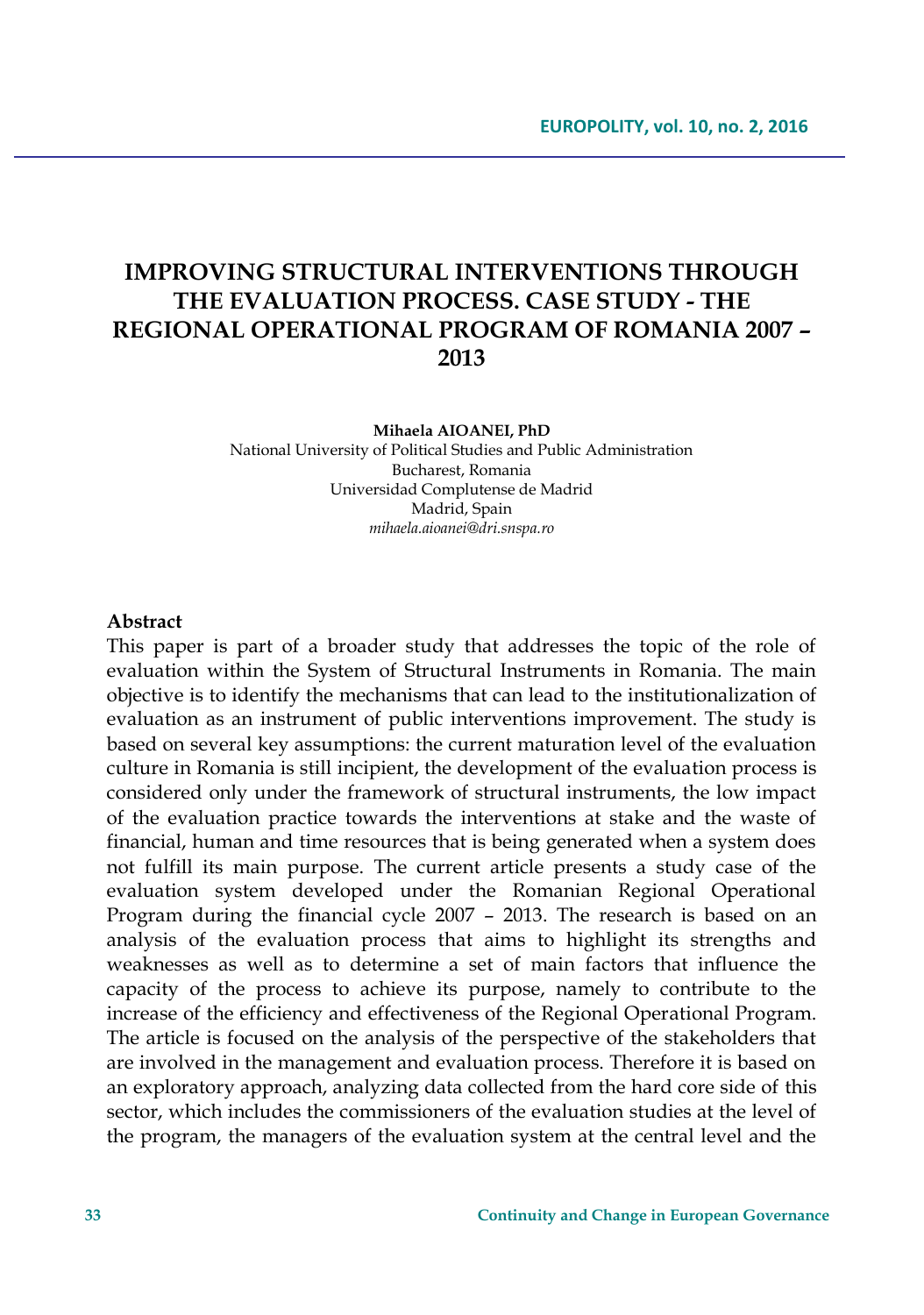# IMPROVING STRUCTURAL INTERVENTIONS THROUGH THE EVALUATION PROCESS. CASE STUDY - THE REGIONAL OPERATIONAL PROGRAM OF ROMANIA 2007 – 2013

**Mihaela AIOANEI, PhD**
National University of Political Studies and Public Administration
Bucharest, Romania
Universidad Complutense de Madrid
Madrid, Spain
*mihaela.aioanei@dri.snspa.ro*

## Abstract

This paper is part of a broader study that addresses the topic of the role of evaluation within the System of Structural Instruments in Romania. The main objective is to identify the mechanisms that can lead to the institutionalization of evaluation as an instrument of public interventions improvement. The study is based on several key assumptions: the current maturation level of the evaluation culture in Romania is still incipient, the development of the evaluation process is considered only under the framework of structural instruments, the low impact of the evaluation practice towards the interventions at stake and the waste of financial, human and time resources that is being generated when a system does not fulfill its main purpose. The current article presents a study case of the evaluation system developed under the Romanian Regional Operational Program during the financial cycle 2007 – 2013. The research is based on an analysis of the evaluation process that aims to highlight its strengths and weaknesses as well as to determine a set of main factors that influence the capacity of the process to achieve its purpose, namely to contribute to the increase of the efficiency and effectiveness of the Regional Operational Program. The article is focused on the analysis of the perspective of the stakeholders that are involved in the management and evaluation process. Therefore it is based on an exploratory approach, analyzing data collected from the hard core side of this sector, which includes the commissioners of the evaluation studies at the level of the program, the managers of the evaluation system at the central level and the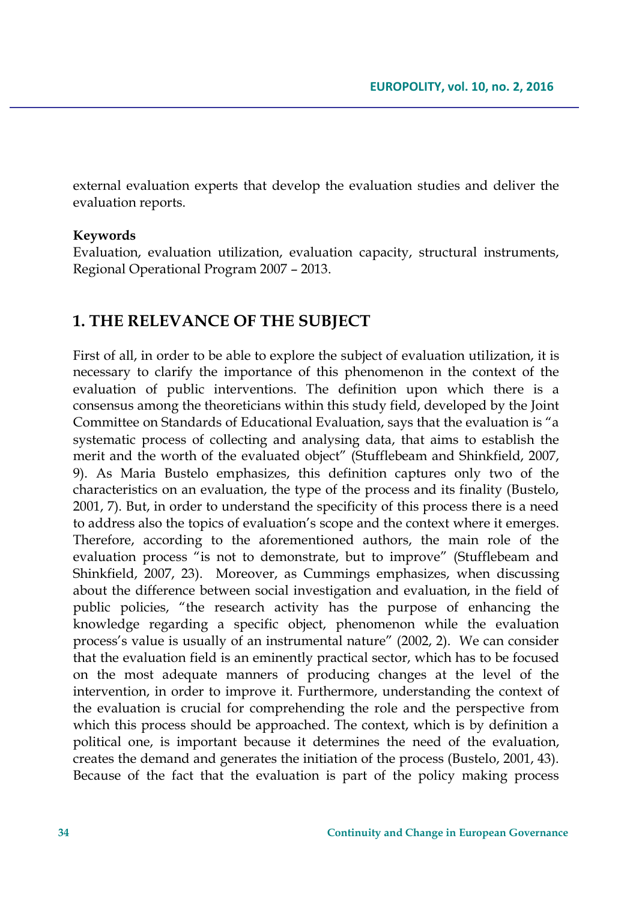external evaluation experts that develop the evaluation studies and deliver the evaluation reports.

**Keywords**

Evaluation, evaluation utilization, evaluation capacity, structural instruments, Regional Operational Program 2007 – 2013.

## 1. THE RELEVANCE OF THE SUBJECT

First of all, in order to be able to explore the subject of evaluation utilization, it is necessary to clarify the importance of this phenomenon in the context of the evaluation of public interventions. The definition upon which there is a consensus among the theoreticians within this study field, developed by the Joint Committee on Standards of Educational Evaluation, says that the evaluation is "a systematic process of collecting and analysing data, that aims to establish the merit and the worth of the evaluated object" (Stufflebeam and Shinkfield, 2007, 9). As Maria Bustelo emphasizes, this definition captures only two of the characteristics on an evaluation, the type of the process and its finality (Bustelo, 2001, 7). But, in order to understand the specificity of this process there is a need to address also the topics of evaluation's scope and the context where it emerges. Therefore, according to the aforementioned authors, the main role of the evaluation process "is not to demonstrate, but to improve" (Stufflebeam and Shinkfield, 2007, 23). Moreover, as Cummings emphasizes, when discussing about the difference between social investigation and evaluation, in the field of public policies, "the research activity has the purpose of enhancing the knowledge regarding a specific object, phenomenon while the evaluation process's value is usually of an instrumental nature" (2002, 2). We can consider that the evaluation field is an eminently practical sector, which has to be focused on the most adequate manners of producing changes at the level of the intervention, in order to improve it. Furthermore, understanding the context of the evaluation is crucial for comprehending the role and the perspective from which this process should be approached. The context, which is by definition a political one, is important because it determines the need of the evaluation, creates the demand and generates the initiation of the process (Bustelo, 2001, 43). Because of the fact that the evaluation is part of the policy making process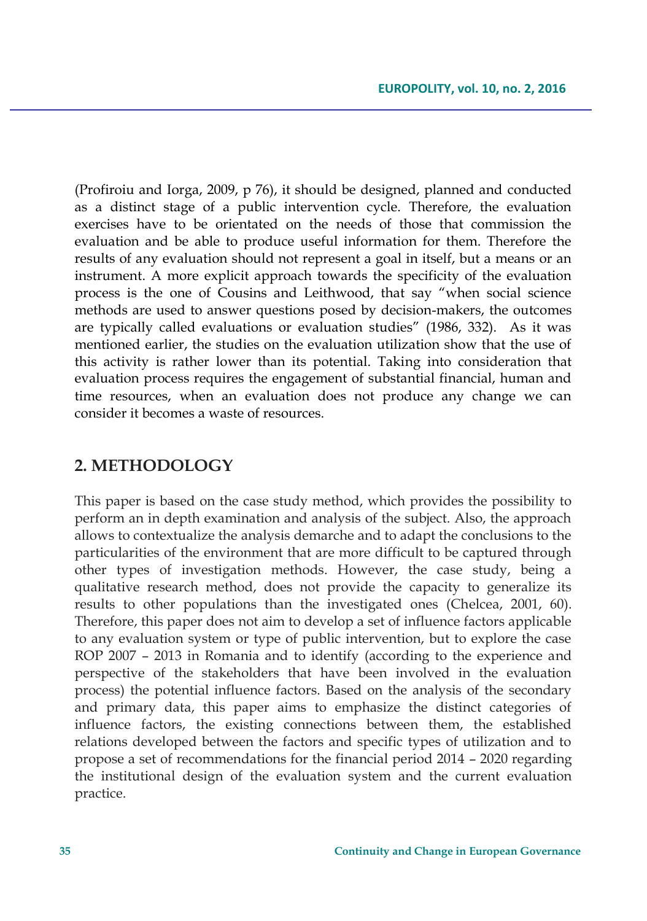(Profiroiu and Iorga, 2009, p 76), it should be designed, planned and conducted as a distinct stage of a public intervention cycle. Therefore, the evaluation exercises have to be orientated on the needs of those that commission the evaluation and be able to produce useful information for them. Therefore the results of any evaluation should not represent a goal in itself, but a means or an instrument. A more explicit approach towards the specificity of the evaluation process is the one of Cousins and Leithwood, that say "when social science methods are used to answer questions posed by decision-makers, the outcomes are typically called evaluations or evaluation studies" (1986, 332). As it was mentioned earlier, the studies on the evaluation utilization show that the use of this activity is rather lower than its potential. Taking into consideration that evaluation process requires the engagement of substantial financial, human and time resources, when an evaluation does not produce any change we can consider it becomes a waste of resources.

## 2. METHODOLOGY

This paper is based on the case study method, which provides the possibility to perform an in depth examination and analysis of the subject. Also, the approach allows to contextualize the analysis demarche and to adapt the conclusions to the particularities of the environment that are more difficult to be captured through other types of investigation methods. However, the case study, being a qualitative research method, does not provide the capacity to generalize its results to other populations than the investigated ones (Chelcea, 2001, 60). Therefore, this paper does not aim to develop a set of influence factors applicable to any evaluation system or type of public intervention, but to explore the case ROP 2007 – 2013 in Romania and to identify (according to the experience and perspective of the stakeholders that have been involved in the evaluation process) the potential influence factors. Based on the analysis of the secondary and primary data, this paper aims to emphasize the distinct categories of influence factors, the existing connections between them, the established relations developed between the factors and specific types of utilization and to propose a set of recommendations for the financial period 2014 – 2020 regarding the institutional design of the evaluation system and the current evaluation practice.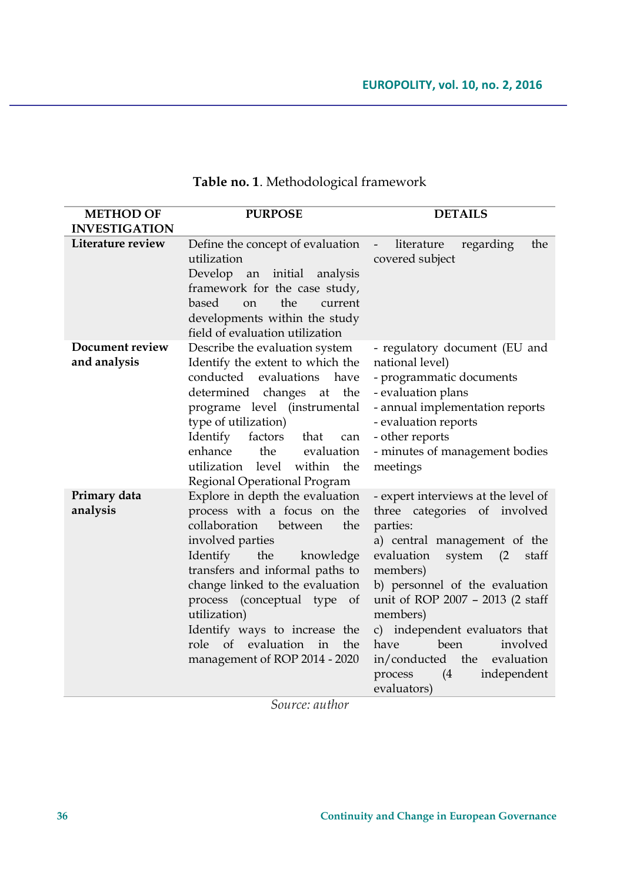**Table no. 1**. Methodological framework

| METHOD OF INVESTIGATION | PURPOSE | DETAILS |
|---|---|---|
| **Literature review** | Define the concept of evaluation utilization<br>Develop an initial analysis framework for the case study, based on the current developments within the study field of evaluation utilization | - literature regarding the covered subject |
| **Document review and analysis** | Describe the evaluation system<br>Identify the extent to which the conducted evaluations have determined changes at the programe level (instrumental type of utilization)<br>Identify factors that can enhance the evaluation utilization level within the Regional Operational Program | - regulatory document (EU and national level)<br>- programmatic documents<br>- evaluation plans<br>- annual implementation reports<br>- evaluation reports<br>- other reports<br>- minutes of management bodies meetings |
| **Primary data analysis** | Explore in depth the evaluation process with a focus on the collaboration between the involved parties<br>Identify the knowledge transfers and informal paths to change linked to the evaluation process (conceptual type of utilization)<br>Identify ways to increase the role of evaluation in the management of ROP 2014 - 2020 | - expert interviews at the level of three categories of involved parties:<br>a) central management of the evaluation system (2 staff members)<br>b) personnel of the evaluation unit of ROP 2007 – 2013 (2 staff members)<br>c) independent evaluators that have been involved in/conducted the evaluation process (4 independent evaluators) |

*Source: author*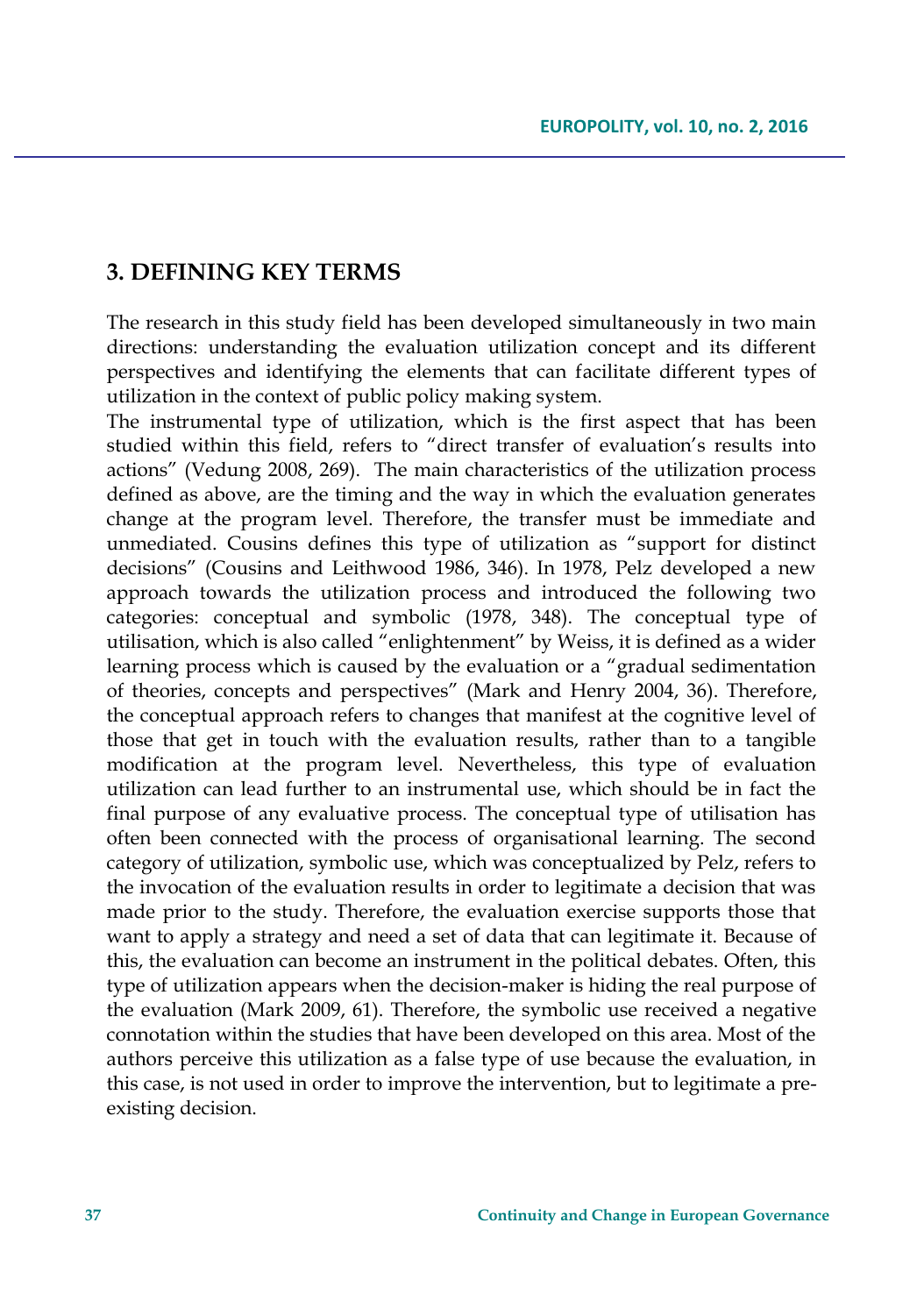## 3. DEFINING KEY TERMS

The research in this study field has been developed simultaneously in two main directions: understanding the evaluation utilization concept and its different perspectives and identifying the elements that can facilitate different types of utilization in the context of public policy making system.

The instrumental type of utilization, which is the first aspect that has been studied within this field, refers to "direct transfer of evaluation's results into actions" (Vedung 2008, 269). The main characteristics of the utilization process defined as above, are the timing and the way in which the evaluation generates change at the program level. Therefore, the transfer must be immediate and unmediated. Cousins defines this type of utilization as "support for distinct decisions" (Cousins and Leithwood 1986, 346). In 1978, Pelz developed a new approach towards the utilization process and introduced the following two categories: conceptual and symbolic (1978, 348). The conceptual type of utilisation, which is also called "enlightenment" by Weiss, it is defined as a wider learning process which is caused by the evaluation or a "gradual sedimentation of theories, concepts and perspectives" (Mark and Henry 2004, 36). Therefore, the conceptual approach refers to changes that manifest at the cognitive level of those that get in touch with the evaluation results, rather than to a tangible modification at the program level. Nevertheless, this type of evaluation utilization can lead further to an instrumental use, which should be in fact the final purpose of any evaluative process. The conceptual type of utilisation has often been connected with the process of organisational learning. The second category of utilization, symbolic use, which was conceptualized by Pelz, refers to the invocation of the evaluation results in order to legitimate a decision that was made prior to the study. Therefore, the evaluation exercise supports those that want to apply a strategy and need a set of data that can legitimate it. Because of this, the evaluation can become an instrument in the political debates. Often, this type of utilization appears when the decision-maker is hiding the real purpose of the evaluation (Mark 2009, 61). Therefore, the symbolic use received a negative connotation within the studies that have been developed on this area. Most of the authors perceive this utilization as a false type of use because the evaluation, in this case, is not used in order to improve the intervention, but to legitimate a pre-existing decision.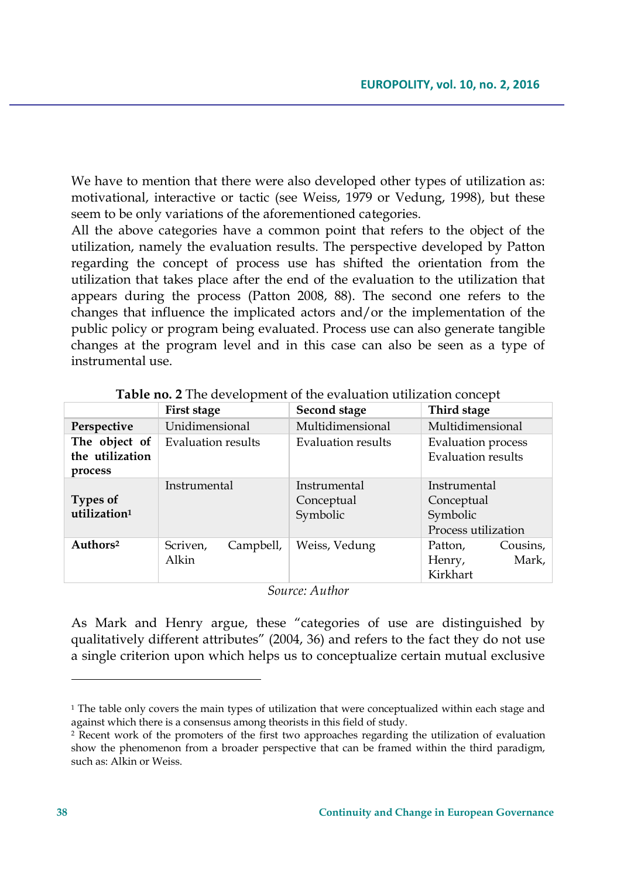We have to mention that there were also developed other types of utilization as: motivational, interactive or tactic (see Weiss, 1979 or Vedung, 1998), but these seem to be only variations of the aforementioned categories.

All the above categories have a common point that refers to the object of the utilization, namely the evaluation results. The perspective developed by Patton regarding the concept of process use has shifted the orientation from the utilization that takes place after the end of the evaluation to the utilization that appears during the process (Patton 2008, 88). The second one refers to the changes that influence the implicated actors and/or the implementation of the public policy or program being evaluated. Process use can also generate tangible changes at the program level and in this case can also be seen as a type of instrumental use.

**Table no. 2** The development of the evaluation utilization concept

| | **First stage** | **Second stage** | **Third stage** |
|---|---|---|---|
| **Perspective** | Unidimensional | Multidimensional | Multidimensional |
| **The object of the utilization process** | Evaluation results | Evaluation results | Evaluation process<br>Evaluation results |
| **Types of utilization**[1] | Instrumental | Instrumental<br>Conceptual<br>Symbolic | Instrumental<br>Conceptual<br>Symbolic<br>Process utilization |
| **Authors**[2] | Scriven, Campbell, Alkin | Weiss, Vedung | Patton, Cousins, Henry, Mark, Kirkhart |

*Source: Author*

As Mark and Henry argue, these "categories of use are distinguished by qualitatively different attributes" (2004, 36) and refers to the fact they do not use a single criterion upon which helps us to conceptualize certain mutual exclusive

---

[1] The table only covers the main types of utilization that were conceptualized within each stage and against which there is a consensus among theorists in this field of study.

[2] Recent work of the promoters of the first two approaches regarding the utilization of evaluation show the phenomenon from a broader perspective that can be framed within the third paradigm, such as: Alkin or Weiss.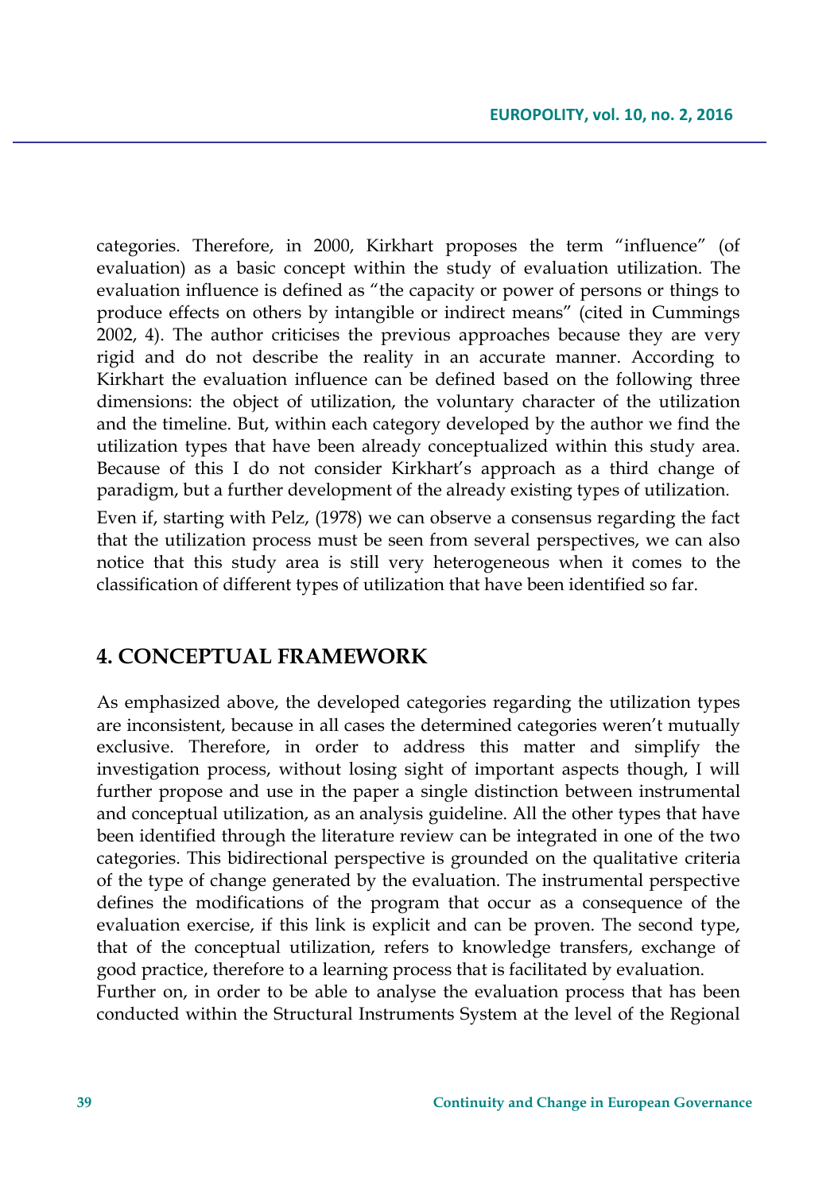categories. Therefore, in 2000, Kirkhart proposes the term "influence" (of evaluation) as a basic concept within the study of evaluation utilization. The evaluation influence is defined as "the capacity or power of persons or things to produce effects on others by intangible or indirect means" (cited in Cummings 2002, 4). The author criticises the previous approaches because they are very rigid and do not describe the reality in an accurate manner. According to Kirkhart the evaluation influence can be defined based on the following three dimensions: the object of utilization, the voluntary character of the utilization and the timeline. But, within each category developed by the author we find the utilization types that have been already conceptualized within this study area. Because of this I do not consider Kirkhart's approach as a third change of paradigm, but a further development of the already existing types of utilization.

Even if, starting with Pelz, (1978) we can observe a consensus regarding the fact that the utilization process must be seen from several perspectives, we can also notice that this study area is still very heterogeneous when it comes to the classification of different types of utilization that have been identified so far.

## 4. CONCEPTUAL FRAMEWORK

As emphasized above, the developed categories regarding the utilization types are inconsistent, because in all cases the determined categories weren't mutually exclusive. Therefore, in order to address this matter and simplify the investigation process, without losing sight of important aspects though, I will further propose and use in the paper a single distinction between instrumental and conceptual utilization, as an analysis guideline. All the other types that have been identified through the literature review can be integrated in one of the two categories. This bidirectional perspective is grounded on the qualitative criteria of the type of change generated by the evaluation. The instrumental perspective defines the modifications of the program that occur as a consequence of the evaluation exercise, if this link is explicit and can be proven. The second type, that of the conceptual utilization, refers to knowledge transfers, exchange of good practice, therefore to a learning process that is facilitated by evaluation.

Further on, in order to be able to analyse the evaluation process that has been conducted within the Structural Instruments System at the level of the Regional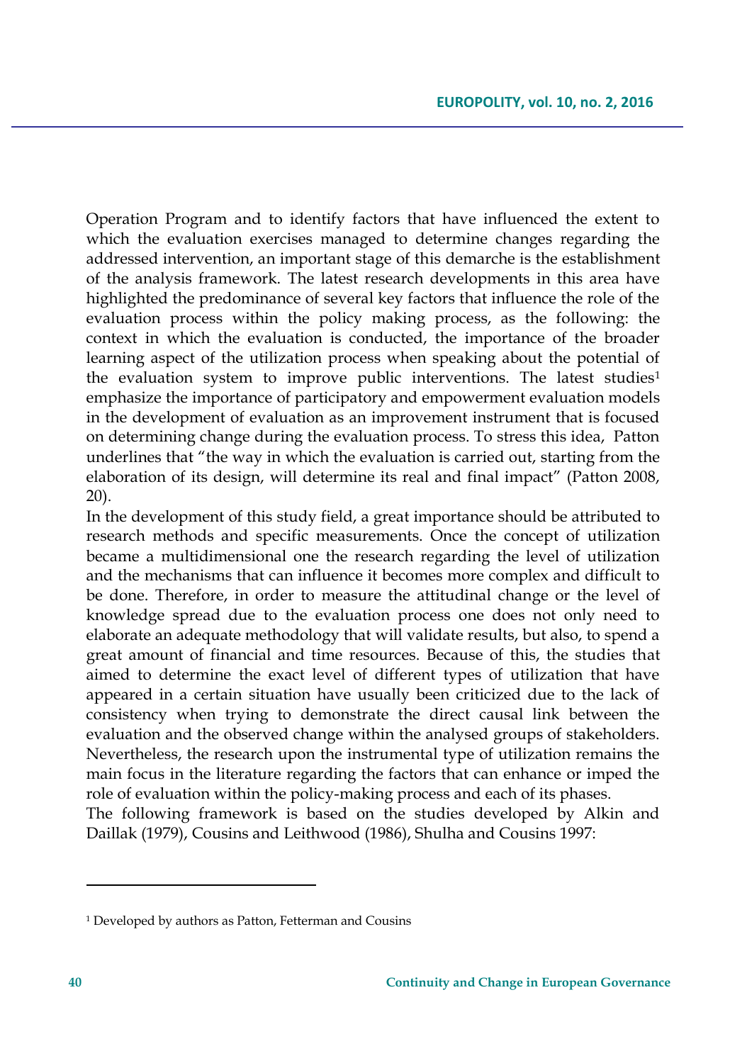Operation Program and to identify factors that have influenced the extent to which the evaluation exercises managed to determine changes regarding the addressed intervention, an important stage of this demarche is the establishment of the analysis framework. The latest research developments in this area have highlighted the predominance of several key factors that influence the role of the evaluation process within the policy making process, as the following: the context in which the evaluation is conducted, the importance of the broader learning aspect of the utilization process when speaking about the potential of the evaluation system to improve public interventions. The latest studies[1] emphasize the importance of participatory and empowerment evaluation models in the development of evaluation as an improvement instrument that is focused on determining change during the evaluation process. To stress this idea, Patton underlines that "the way in which the evaluation is carried out, starting from the elaboration of its design, will determine its real and final impact" (Patton 2008, 20).

In the development of this study field, a great importance should be attributed to research methods and specific measurements. Once the concept of utilization became a multidimensional one the research regarding the level of utilization and the mechanisms that can influence it becomes more complex and difficult to be done. Therefore, in order to measure the attitudinal change or the level of knowledge spread due to the evaluation process one does not only need to elaborate an adequate methodology that will validate results, but also, to spend a great amount of financial and time resources. Because of this, the studies that aimed to determine the exact level of different types of utilization that have appeared in a certain situation have usually been criticized due to the lack of consistency when trying to demonstrate the direct causal link between the evaluation and the observed change within the analysed groups of stakeholders. Nevertheless, the research upon the instrumental type of utilization remains the main focus in the literature regarding the factors that can enhance or imped the role of evaluation within the policy-making process and each of its phases.

The following framework is based on the studies developed by Alkin and Daillak (1979), Cousins and Leithwood (1986), Shulha and Cousins 1997:

[1] Developed by authors as Patton, Fetterman and Cousins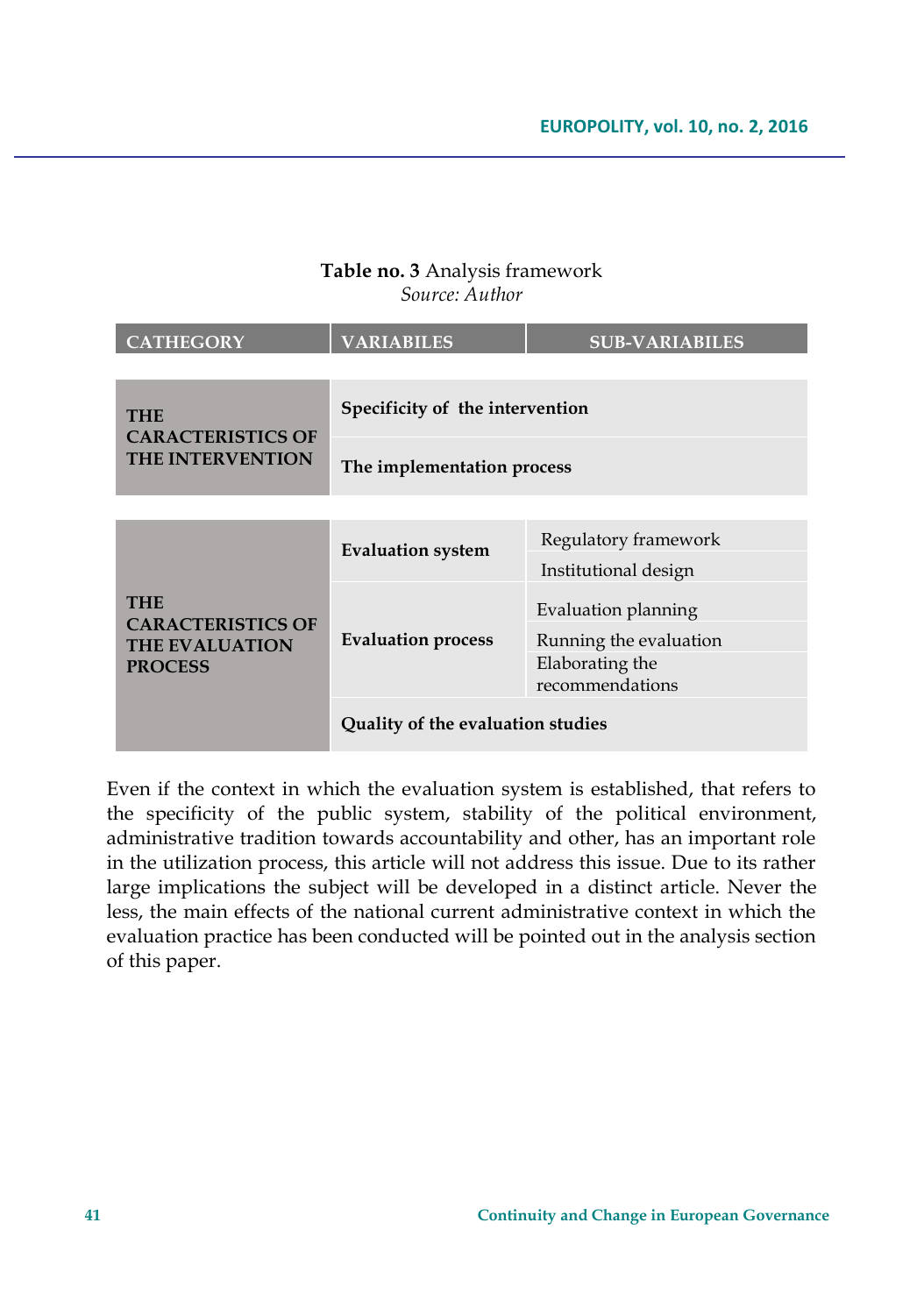**Table no. 3** Analysis framework
*Source: Author*

| CATHEGORY | VARIABILES | SUB-VARIABILES |
|---|---|---|
| THE CARACTERISTICS OF THE INTERVENTION | **Specificity of the intervention** | |
| | **The implementation process** | |
| THE CARACTERISTICS OF THE EVALUATION PROCESS | **Evaluation system** | Regulatory framework |
| | | Institutional design |
| | **Evaluation process** | Evaluation planning |
| | | Running the evaluation |
| | | Elaborating the recommendations |
| | **Quality of the evaluation studies** | |

Even if the context in which the evaluation system is established, that refers to the specificity of the public system, stability of the political environment, administrative tradition towards accountability and other, has an important role in the utilization process, this article will not address this issue. Due to its rather large implications the subject will be developed in a distinct article. Never the less, the main effects of the national current administrative context in which the evaluation practice has been conducted will be pointed out in the analysis section of this paper.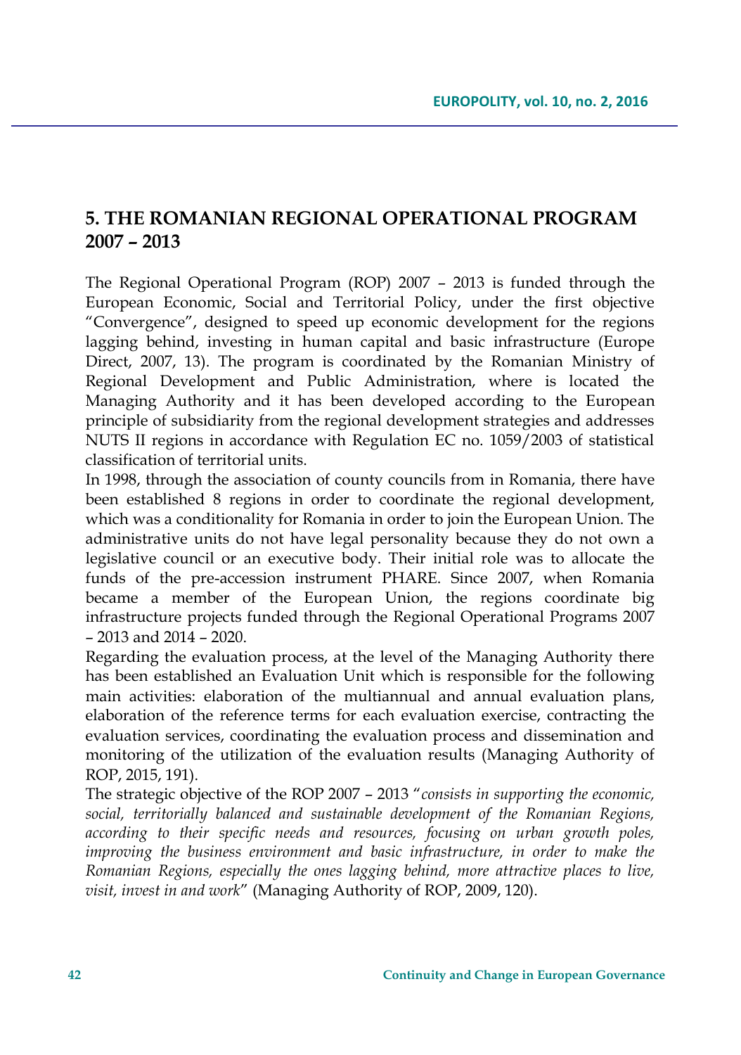## 5. THE ROMANIAN REGIONAL OPERATIONAL PROGRAM 2007 – 2013

The Regional Operational Program (ROP) 2007 – 2013 is funded through the European Economic, Social and Territorial Policy, under the first objective "Convergence", designed to speed up economic development for the regions lagging behind, investing in human capital and basic infrastructure (Europe Direct, 2007, 13). The program is coordinated by the Romanian Ministry of Regional Development and Public Administration, where is located the Managing Authority and it has been developed according to the European principle of subsidiarity from the regional development strategies and addresses NUTS II regions in accordance with Regulation EC no. 1059/2003 of statistical classification of territorial units.

In 1998, through the association of county councils from in Romania, there have been established 8 regions in order to coordinate the regional development, which was a conditionality for Romania in order to join the European Union. The administrative units do not have legal personality because they do not own a legislative council or an executive body. Their initial role was to allocate the funds of the pre-accession instrument PHARE. Since 2007, when Romania became a member of the European Union, the regions coordinate big infrastructure projects funded through the Regional Operational Programs 2007 – 2013 and 2014 – 2020.

Regarding the evaluation process, at the level of the Managing Authority there has been established an Evaluation Unit which is responsible for the following main activities: elaboration of the multiannual and annual evaluation plans, elaboration of the reference terms for each evaluation exercise, contracting the evaluation services, coordinating the evaluation process and dissemination and monitoring of the utilization of the evaluation results (Managing Authority of ROP, 2015, 191).

The strategic objective of the ROP 2007 – 2013 "*consists in supporting the economic, social, territorially balanced and sustainable development of the Romanian Regions, according to their specific needs and resources, focusing on urban growth poles, improving the business environment and basic infrastructure, in order to make the Romanian Regions, especially the ones lagging behind, more attractive places to live, visit, invest in and work*" (Managing Authority of ROP, 2009, 120).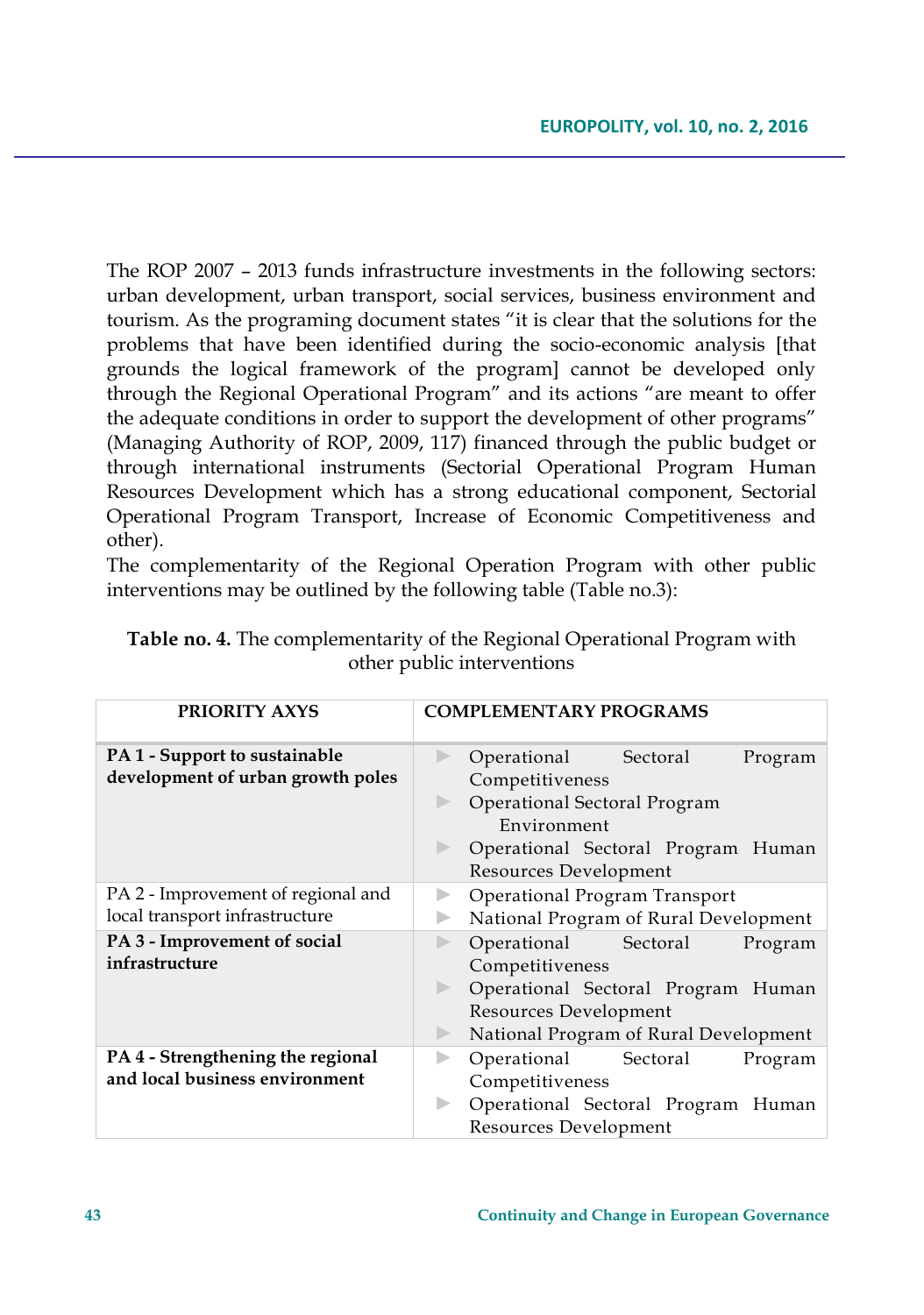The ROP 2007 – 2013 funds infrastructure investments in the following sectors: urban development, urban transport, social services, business environment and tourism. As the programing document states "it is clear that the solutions for the problems that have been identified during the socio-economic analysis [that grounds the logical framework of the program] cannot be developed only through the Regional Operational Program" and its actions "are meant to offer the adequate conditions in order to support the development of other programs" (Managing Authority of ROP, 2009, 117) financed through the public budget or through international instruments (Sectorial Operational Program Human Resources Development which has a strong educational component, Sectorial Operational Program Transport, Increase of Economic Competitiveness and other).

The complementarity of the Regional Operation Program with other public interventions may be outlined by the following table (Table no.3):

**Table no. 4.** The complementarity of the Regional Operational Program with other public interventions

| PRIORITY AXYS | COMPLEMENTARY PROGRAMS |
|---|---|
| **PA 1 - Support to sustainable development of urban growth poles** | ▶ Operational Sectoral Program Competitiveness<br>▶ Operational Sectoral Program Environment<br>▶ Operational Sectoral Program Human Resources Development |
| PA 2 - Improvement of regional and local transport infrastructure | ▶ Operational Program Transport<br>▶ National Program of Rural Development |
| **PA 3 - Improvement of social infrastructure** | ▶ Operational Sectoral Program Competitiveness<br>▶ Operational Sectoral Program Human Resources Development<br>▶ National Program of Rural Development |
| **PA 4 - Strengthening the regional and local business environment** | ▶ Operational Sectoral Program Competitiveness<br>▶ Operational Sectoral Program Human Resources Development |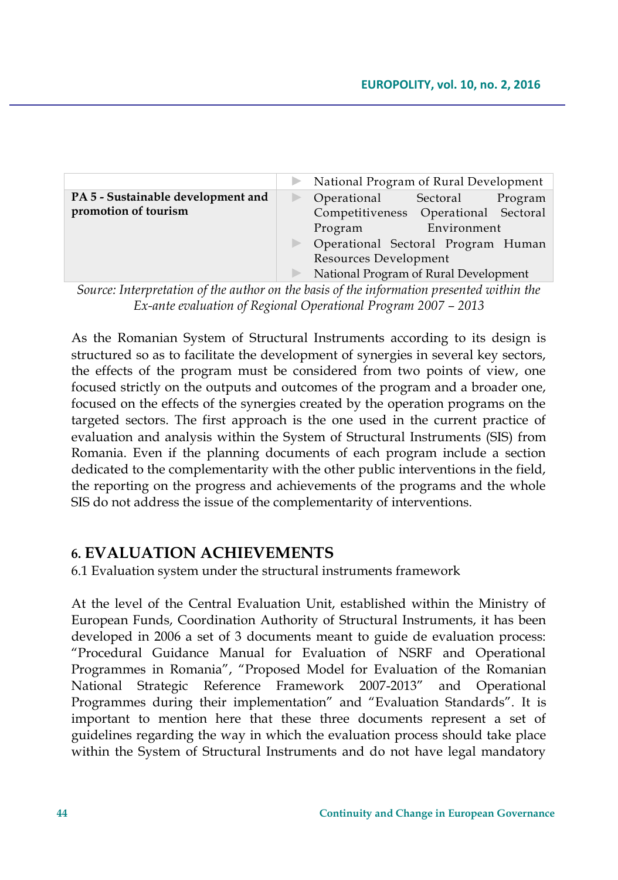| | |
|---|---|
| | ▶ National Program of Rural Development |
| **PA 5 - Sustainable development and promotion of tourism** | ▶ Operational Sectoral Program Competitiveness Operational Sectoral Program Environment<br>▶ Operational Sectoral Program Human Resources Development<br>▶ National Program of Rural Development |

*Source: Interpretation of the author on the basis of the information presented within the Ex-ante evaluation of Regional Operational Program 2007 – 2013*

As the Romanian System of Structural Instruments according to its design is structured so as to facilitate the development of synergies in several key sectors, the effects of the program must be considered from two points of view, one focused strictly on the outputs and outcomes of the program and a broader one, focused on the effects of the synergies created by the operation programs on the targeted sectors. The first approach is the one used in the current practice of evaluation and analysis within the System of Structural Instruments (SIS) from Romania. Even if the planning documents of each program include a section dedicated to the complementarity with the other public interventions in the field, the reporting on the progress and achievements of the programs and the whole SIS do not address the issue of the complementarity of interventions.

## 6. EVALUATION ACHIEVEMENTS

6.1 Evaluation system under the structural instruments framework

At the level of the Central Evaluation Unit, established within the Ministry of European Funds, Coordination Authority of Structural Instruments, it has been developed in 2006 a set of 3 documents meant to guide de evaluation process: "Procedural Guidance Manual for Evaluation of NSRF and Operational Programmes in Romania", "Proposed Model for Evaluation of the Romanian National Strategic Reference Framework 2007-2013" and Operational Programmes during their implementation" and "Evaluation Standards". It is important to mention here that these three documents represent a set of guidelines regarding the way in which the evaluation process should take place within the System of Structural Instruments and do not have legal mandatory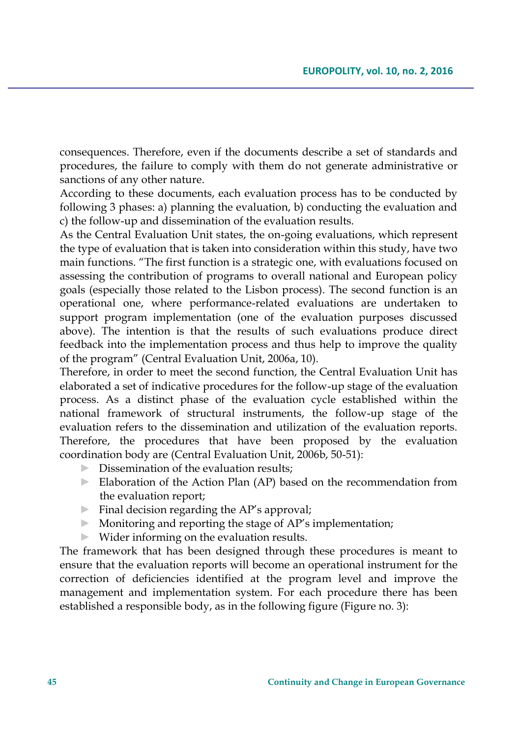consequences. Therefore, even if the documents describe a set of standards and procedures, the failure to comply with them do not generate administrative or sanctions of any other nature.

According to these documents, each evaluation process has to be conducted by following 3 phases: a) planning the evaluation, b) conducting the evaluation and c) the follow-up and dissemination of the evaluation results.

As the Central Evaluation Unit states, the on-going evaluations, which represent the type of evaluation that is taken into consideration within this study, have two main functions. "The first function is a strategic one, with evaluations focused on assessing the contribution of programs to overall national and European policy goals (especially those related to the Lisbon process). The second function is an operational one, where performance-related evaluations are undertaken to support program implementation (one of the evaluation purposes discussed above). The intention is that the results of such evaluations produce direct feedback into the implementation process and thus help to improve the quality of the program" (Central Evaluation Unit, 2006a, 10).

Therefore, in order to meet the second function, the Central Evaluation Unit has elaborated a set of indicative procedures for the follow-up stage of the evaluation process. As a distinct phase of the evaluation cycle established within the national framework of structural instruments, the follow-up stage of the evaluation refers to the dissemination and utilization of the evaluation reports. Therefore, the procedures that have been proposed by the evaluation coordination body are (Central Evaluation Unit, 2006b, 50-51):

- Dissemination of the evaluation results;
- Elaboration of the Action Plan (AP) based on the recommendation from the evaluation report;
- Final decision regarding the AP's approval;
- Monitoring and reporting the stage of AP's implementation;
- Wider informing on the evaluation results.

The framework that has been designed through these procedures is meant to ensure that the evaluation reports will become an operational instrument for the correction of deficiencies identified at the program level and improve the management and implementation system. For each procedure there has been established a responsible body, as in the following figure (Figure no. 3):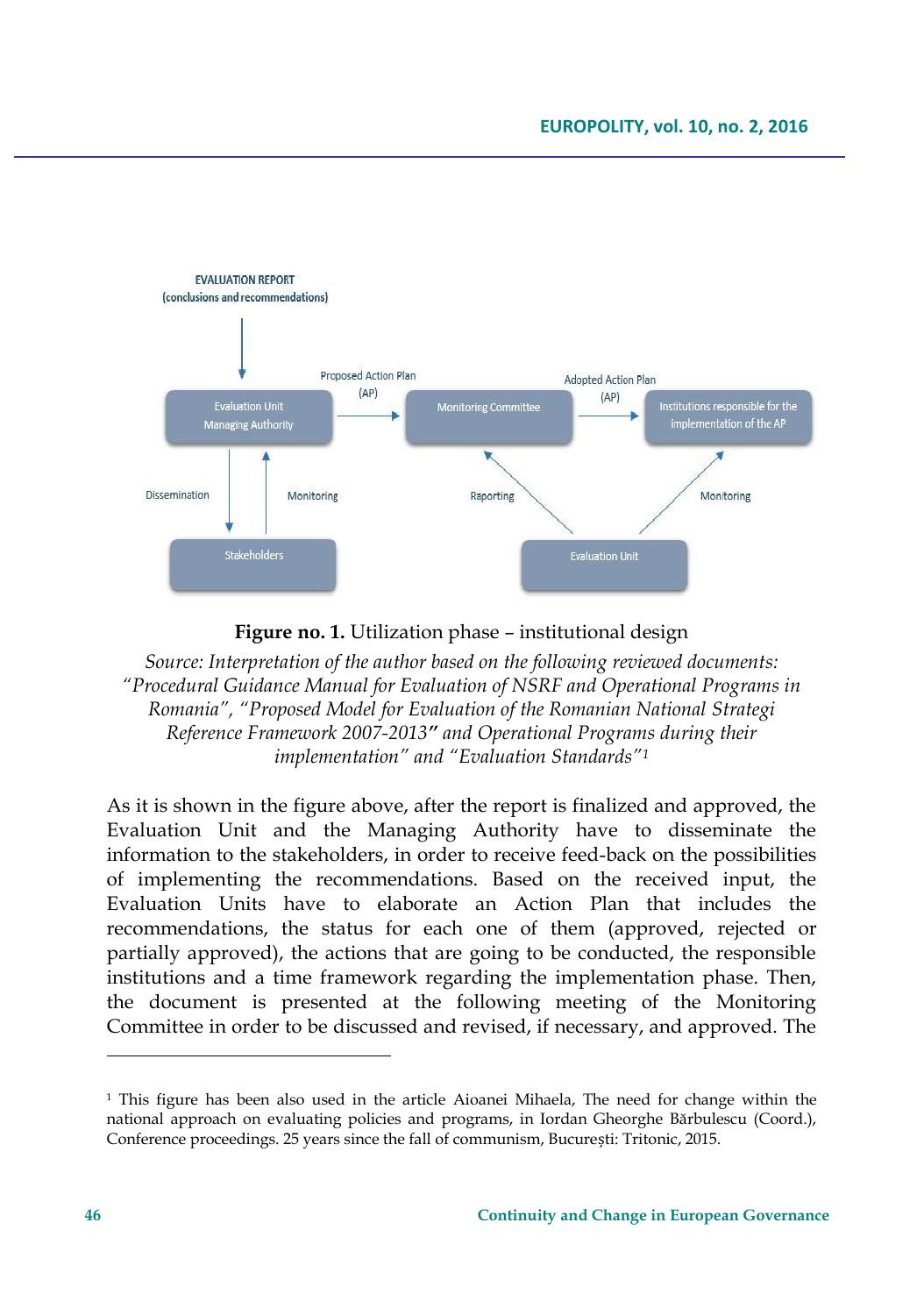**Figure no. 1.** Utilization phase – institutional design

*Source: Interpretation of the author based on the following reviewed documents: "Procedural Guidance Manual for Evaluation of NSRF and Operational Programs in Romania", "Proposed Model for Evaluation of the Romanian National Strategi Reference Framework 2007-2013" and Operational Programs during their implementation" and "Evaluation Standards"*[1]

As it is shown in the figure above, after the report is finalized and approved, the Evaluation Unit and the Managing Authority have to disseminate the information to the stakeholders, in order to receive feed-back on the possibilities of implementing the recommendations. Based on the received input, the Evaluation Units have to elaborate an Action Plan that includes the recommendations, the status for each one of them (approved, rejected or partially approved), the actions that are going to be conducted, the responsible institutions and a time framework regarding the implementation phase. Then, the document is presented at the following meeting of the Monitoring Committee in order to be discussed and revised, if necessary, and approved. The

---

[1] This figure has been also used in the article Aioanei Mihaela, The need for change within the national approach on evaluating policies and programs, in Iordan Gheorghe Bărbulescu (Coord.), Conference proceedings. 25 years since the fall of communism, București: Tritonic, 2015.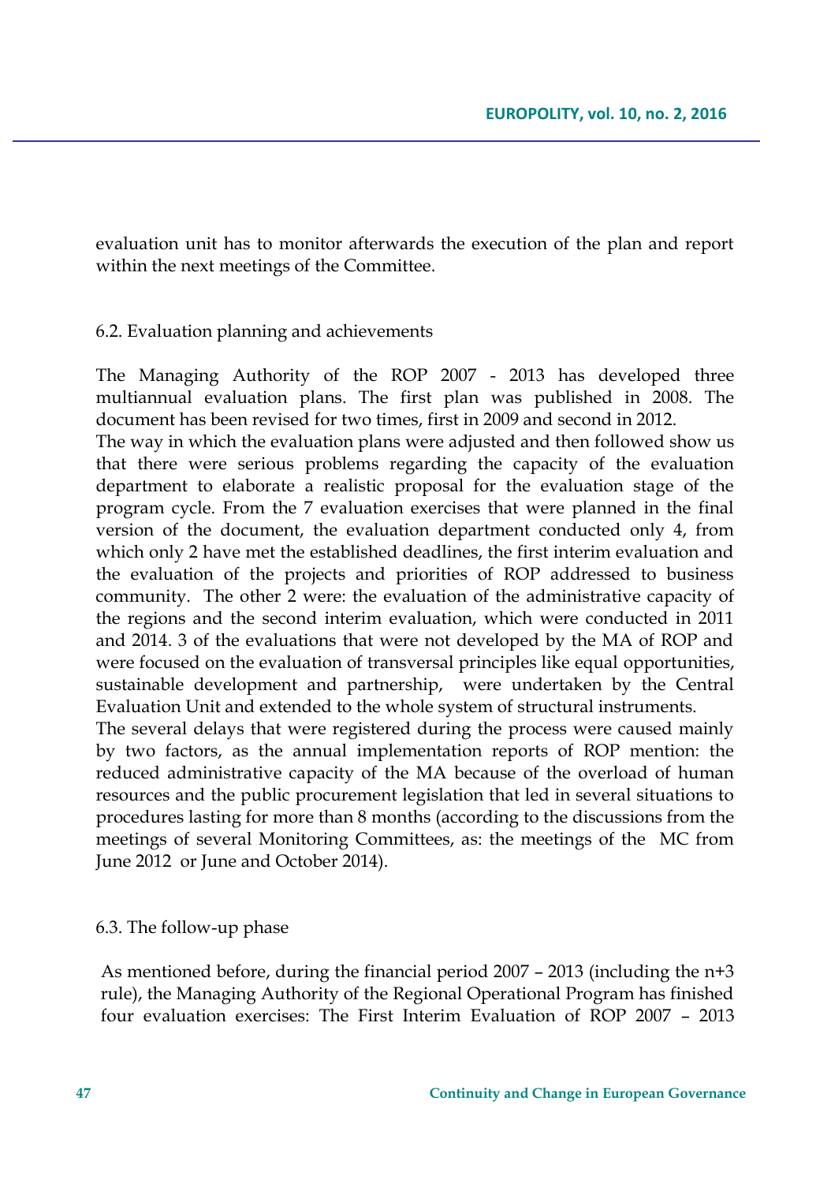evaluation unit has to monitor afterwards the execution of the plan and report within the next meetings of the Committee.

### 6.2. Evaluation planning and achievements

The Managing Authority of the ROP 2007 - 2013 has developed three multiannual evaluation plans. The first plan was published in 2008. The document has been revised for two times, first in 2009 and second in 2012.

The way in which the evaluation plans were adjusted and then followed show us that there were serious problems regarding the capacity of the evaluation department to elaborate a realistic proposal for the evaluation stage of the program cycle. From the 7 evaluation exercises that were planned in the final version of the document, the evaluation department conducted only 4, from which only 2 have met the established deadlines, the first interim evaluation and the evaluation of the projects and priorities of ROP addressed to business community. The other 2 were: the evaluation of the administrative capacity of the regions and the second interim evaluation, which were conducted in 2011 and 2014. 3 of the evaluations that were not developed by the MA of ROP and were focused on the evaluation of transversal principles like equal opportunities, sustainable development and partnership, were undertaken by the Central Evaluation Unit and extended to the whole system of structural instruments.

The several delays that were registered during the process were caused mainly by two factors, as the annual implementation reports of ROP mention: the reduced administrative capacity of the MA because of the overload of human resources and the public procurement legislation that led in several situations to procedures lasting for more than 8 months (according to the discussions from the meetings of several Monitoring Committees, as: the meetings of the MC from June 2012 or June and October 2014).

### 6.3. The follow-up phase

As mentioned before, during the financial period 2007 – 2013 (including the n+3 rule), the Managing Authority of the Regional Operational Program has finished four evaluation exercises: The First Interim Evaluation of ROP 2007 – 2013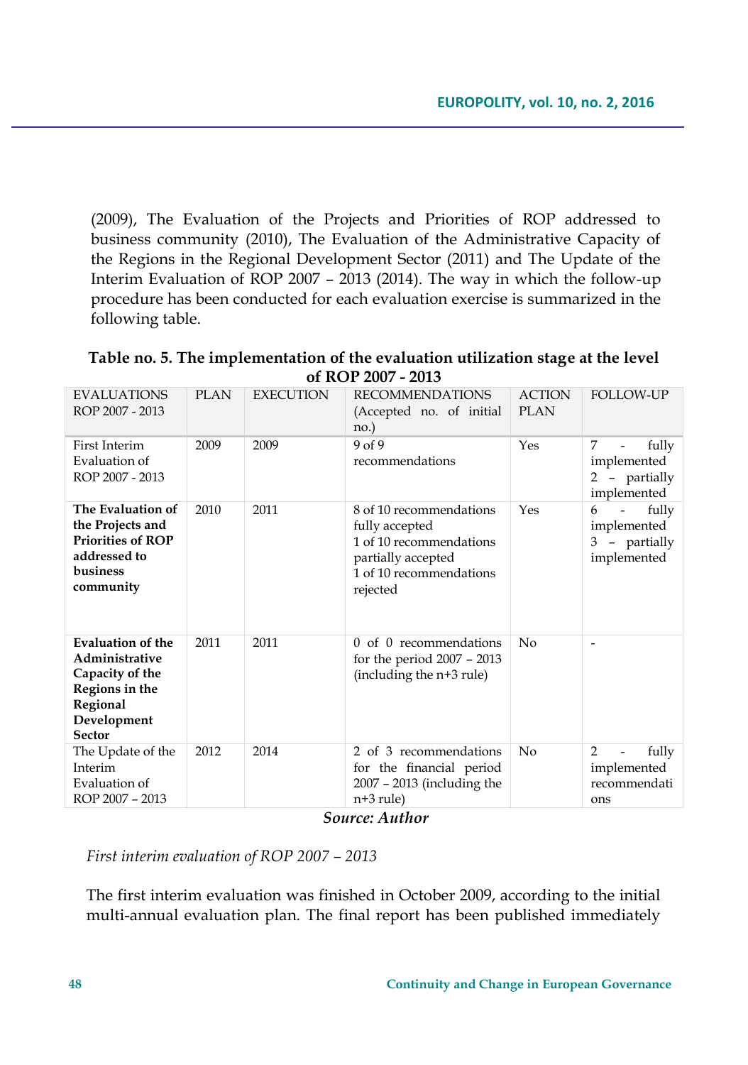(2009), The Evaluation of the Projects and Priorities of ROP addressed to business community (2010), The Evaluation of the Administrative Capacity of the Regions in the Regional Development Sector (2011) and The Update of the Interim Evaluation of ROP 2007 – 2013 (2014). The way in which the follow-up procedure has been conducted for each evaluation exercise is summarized in the following table.

**Table no. 5. The implementation of the evaluation utilization stage at the level of ROP 2007 - 2013**

| EVALUATIONS ROP 2007 - 2013 | PLAN | EXECUTION | RECOMMENDATIONS (Accepted no. of initial no.) | ACTION PLAN | FOLLOW-UP |
|---|---|---|---|---|---|
| First Interim Evaluation of ROP 2007 - 2013 | 2009 | 2009 | 9 of 9 recommendations | Yes | 7 - fully implemented<br>2 – partially implemented |
| **The Evaluation of the Projects and Priorities of ROP addressed to business community** | 2010 | 2011 | 8 of 10 recommendations fully accepted<br>1 of 10 recommendations partially accepted<br>1 of 10 recommendations rejected | Yes | 6 - fully implemented<br>3 – partially implemented |
| **Evaluation of the Administrative Capacity of the Regions in the Regional Development Sector** | 2011 | 2011 | 0 of 0 recommendations for the period 2007 – 2013 (including the n+3 rule) | No | - |
| The Update of the Interim Evaluation of ROP 2007 – 2013 | 2012 | 2014 | 2 of 3 recommendations for the financial period 2007 – 2013 (including the n+3 rule) | No | 2 - fully implemented recommendations |

***Source: Author***

*First interim evaluation of ROP 2007 – 2013*

The first interim evaluation was finished in October 2009, according to the initial multi-annual evaluation plan. The final report has been published immediately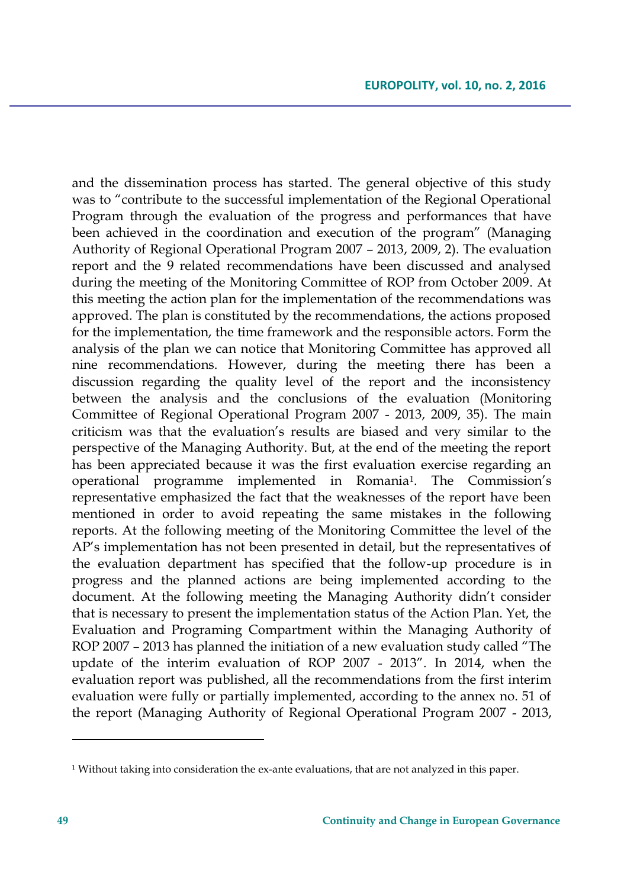and the dissemination process has started. The general objective of this study was to "contribute to the successful implementation of the Regional Operational Program through the evaluation of the progress and performances that have been achieved in the coordination and execution of the program" (Managing Authority of Regional Operational Program 2007 – 2013, 2009, 2). The evaluation report and the 9 related recommendations have been discussed and analysed during the meeting of the Monitoring Committee of ROP from October 2009. At this meeting the action plan for the implementation of the recommendations was approved. The plan is constituted by the recommendations, the actions proposed for the implementation, the time framework and the responsible actors. Form the analysis of the plan we can notice that Monitoring Committee has approved all nine recommendations. However, during the meeting there has been a discussion regarding the quality level of the report and the inconsistency between the analysis and the conclusions of the evaluation (Monitoring Committee of Regional Operational Program 2007 - 2013, 2009, 35). The main criticism was that the evaluation's results are biased and very similar to the perspective of the Managing Authority. But, at the end of the meeting the report has been appreciated because it was the first evaluation exercise regarding an operational programme implemented in Romania[1]. The Commission's representative emphasized the fact that the weaknesses of the report have been mentioned in order to avoid repeating the same mistakes in the following reports. At the following meeting of the Monitoring Committee the level of the AP's implementation has not been presented in detail, but the representatives of the evaluation department has specified that the follow-up procedure is in progress and the planned actions are being implemented according to the document. At the following meeting the Managing Authority didn't consider that is necessary to present the implementation status of the Action Plan. Yet, the Evaluation and Programing Compartment within the Managing Authority of ROP 2007 – 2013 has planned the initiation of a new evaluation study called "The update of the interim evaluation of ROP 2007 - 2013". In 2014, when the evaluation report was published, all the recommendations from the first interim evaluation were fully or partially implemented, according to the annex no. 51 of the report (Managing Authority of Regional Operational Program 2007 - 2013,

[1] Without taking into consideration the ex-ante evaluations, that are not analyzed in this paper.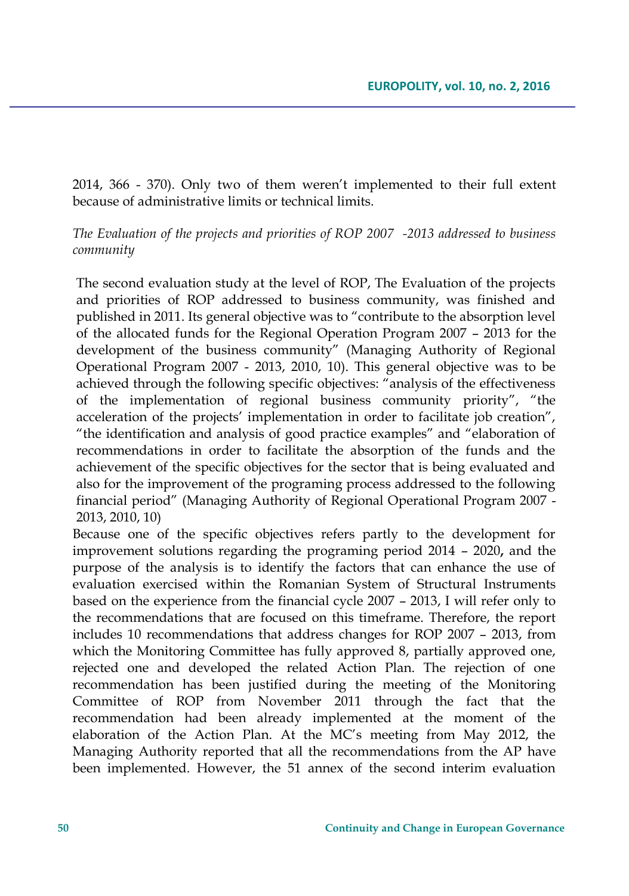2014, 366 - 370). Only two of them weren't implemented to their full extent because of administrative limits or technical limits.

*The Evaluation of the projects and priorities of ROP 2007 -2013 addressed to business community*

The second evaluation study at the level of ROP, The Evaluation of the projects and priorities of ROP addressed to business community, was finished and published in 2011. Its general objective was to "contribute to the absorption level of the allocated funds for the Regional Operation Program 2007 – 2013 for the development of the business community" (Managing Authority of Regional Operational Program 2007 - 2013, 2010, 10). This general objective was to be achieved through the following specific objectives: "analysis of the effectiveness of the implementation of regional business community priority", "the acceleration of the projects' implementation in order to facilitate job creation", "the identification and analysis of good practice examples" and "elaboration of recommendations in order to facilitate the absorption of the funds and the achievement of the specific objectives for the sector that is being evaluated and also for the improvement of the programing process addressed to the following financial period" (Managing Authority of Regional Operational Program 2007 - 2013, 2010, 10)

Because one of the specific objectives refers partly to the development for improvement solutions regarding the programing period 2014 – 2020**,** and the purpose of the analysis is to identify the factors that can enhance the use of evaluation exercised within the Romanian System of Structural Instruments based on the experience from the financial cycle 2007 – 2013, I will refer only to the recommendations that are focused on this timeframe. Therefore, the report includes 10 recommendations that address changes for ROP 2007 – 2013, from which the Monitoring Committee has fully approved 8, partially approved one, rejected one and developed the related Action Plan. The rejection of one recommendation has been justified during the meeting of the Monitoring Committee of ROP from November 2011 through the fact that the recommendation had been already implemented at the moment of the elaboration of the Action Plan. At the MC's meeting from May 2012, the Managing Authority reported that all the recommendations from the AP have been implemented. However, the 51 annex of the second interim evaluation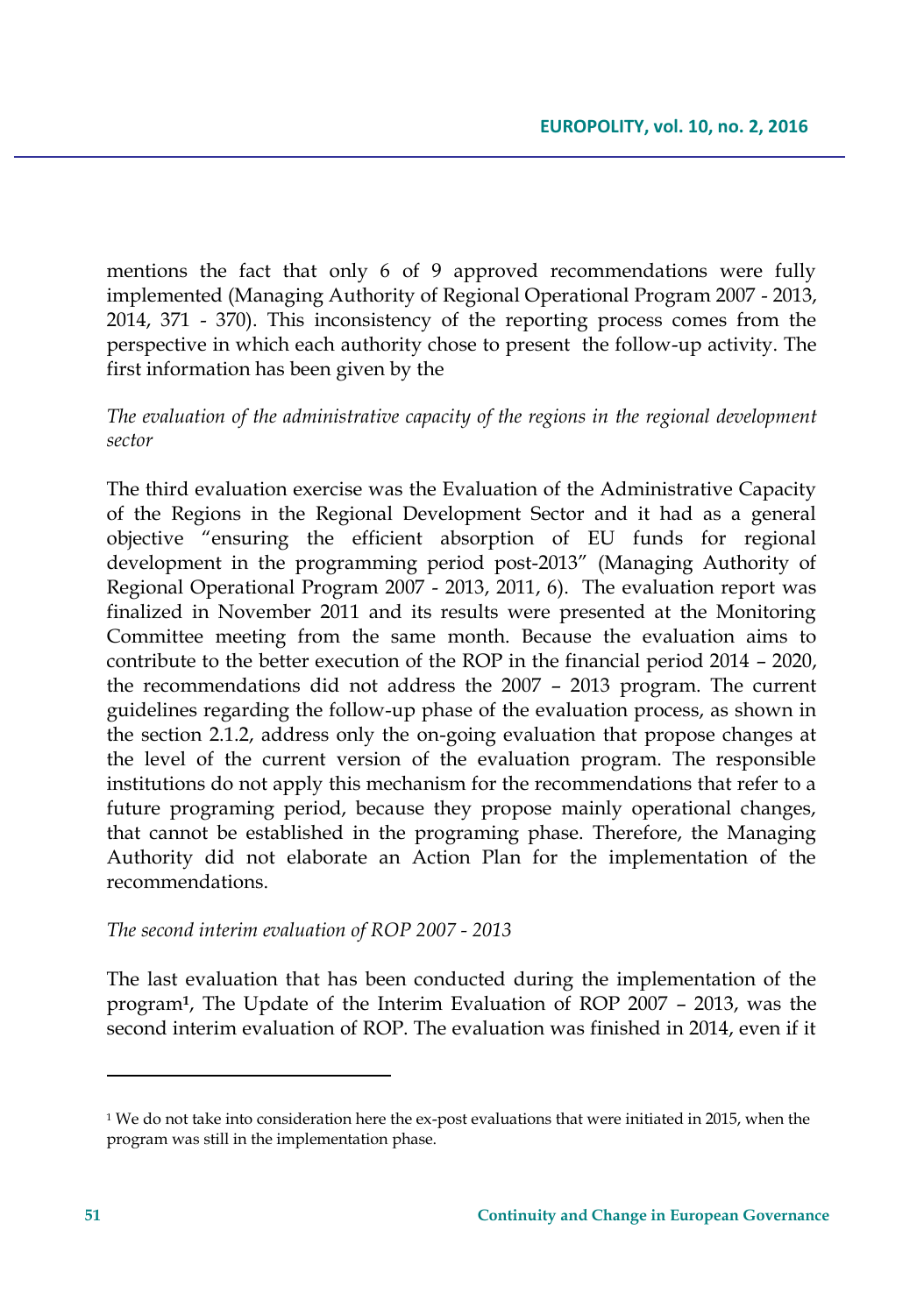mentions the fact that only 6 of 9 approved recommendations were fully implemented (Managing Authority of Regional Operational Program 2007 - 2013, 2014, 371 - 370). This inconsistency of the reporting process comes from the perspective in which each authority chose to present the follow-up activity. The first information has been given by the

*The evaluation of the administrative capacity of the regions in the regional development sector*

The third evaluation exercise was the Evaluation of the Administrative Capacity of the Regions in the Regional Development Sector and it had as a general objective "ensuring the efficient absorption of EU funds for regional development in the programming period post-2013" (Managing Authority of Regional Operational Program 2007 - 2013, 2011, 6). The evaluation report was finalized in November 2011 and its results were presented at the Monitoring Committee meeting from the same month. Because the evaluation aims to contribute to the better execution of the ROP in the financial period 2014 – 2020, the recommendations did not address the 2007 – 2013 program. The current guidelines regarding the follow-up phase of the evaluation process, as shown in the section 2.1.2, address only the on-going evaluation that propose changes at the level of the current version of the evaluation program. The responsible institutions do not apply this mechanism for the recommendations that refer to a future programing period, because they propose mainly operational changes, that cannot be established in the programing phase. Therefore, the Managing Authority did not elaborate an Action Plan for the implementation of the recommendations.

*The second interim evaluation of ROP 2007 - 2013*

The last evaluation that has been conducted during the implementation of the program[1], The Update of the Interim Evaluation of ROP 2007 – 2013, was the second interim evaluation of ROP. The evaluation was finished in 2014, even if it

[1] We do not take into consideration here the ex-post evaluations that were initiated in 2015, when the program was still in the implementation phase.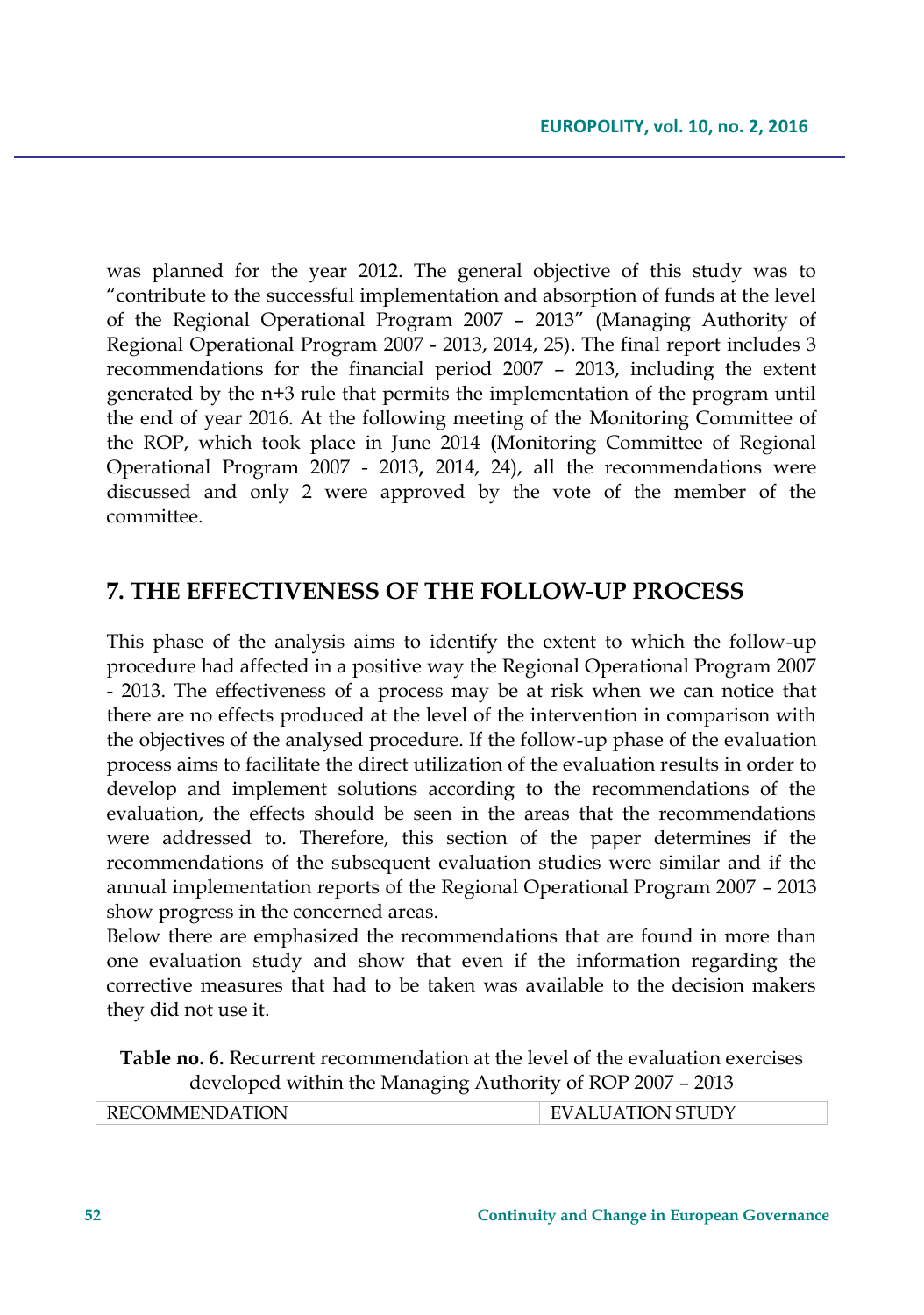was planned for the year 2012. The general objective of this study was to "contribute to the successful implementation and absorption of funds at the level of the Regional Operational Program 2007 – 2013" (Managing Authority of Regional Operational Program 2007 - 2013, 2014, 25). The final report includes 3 recommendations for the financial period 2007 – 2013, including the extent generated by the n+3 rule that permits the implementation of the program until the end of year 2016. At the following meeting of the Monitoring Committee of the ROP, which took place in June 2014 **(**Monitoring Committee of Regional Operational Program 2007 - 2013**,** 2014, 24), all the recommendations were discussed and only 2 were approved by the vote of the member of the committee.

## 7. THE EFFECTIVENESS OF THE FOLLOW-UP PROCESS

This phase of the analysis aims to identify the extent to which the follow-up procedure had affected in a positive way the Regional Operational Program 2007 - 2013. The effectiveness of a process may be at risk when we can notice that there are no effects produced at the level of the intervention in comparison with the objectives of the analysed procedure. If the follow-up phase of the evaluation process aims to facilitate the direct utilization of the evaluation results in order to develop and implement solutions according to the recommendations of the evaluation, the effects should be seen in the areas that the recommendations were addressed to. Therefore, this section of the paper determines if the recommendations of the subsequent evaluation studies were similar and if the annual implementation reports of the Regional Operational Program 2007 – 2013 show progress in the concerned areas.

Below there are emphasized the recommendations that are found in more than one evaluation study and show that even if the information regarding the corrective measures that had to be taken was available to the decision makers they did not use it.

**Table no. 6.** Recurrent recommendation at the level of the evaluation exercises developed within the Managing Authority of ROP 2007 – 2013

| RECOMMENDATION | EVALUATION STUDY |
| --- | --- |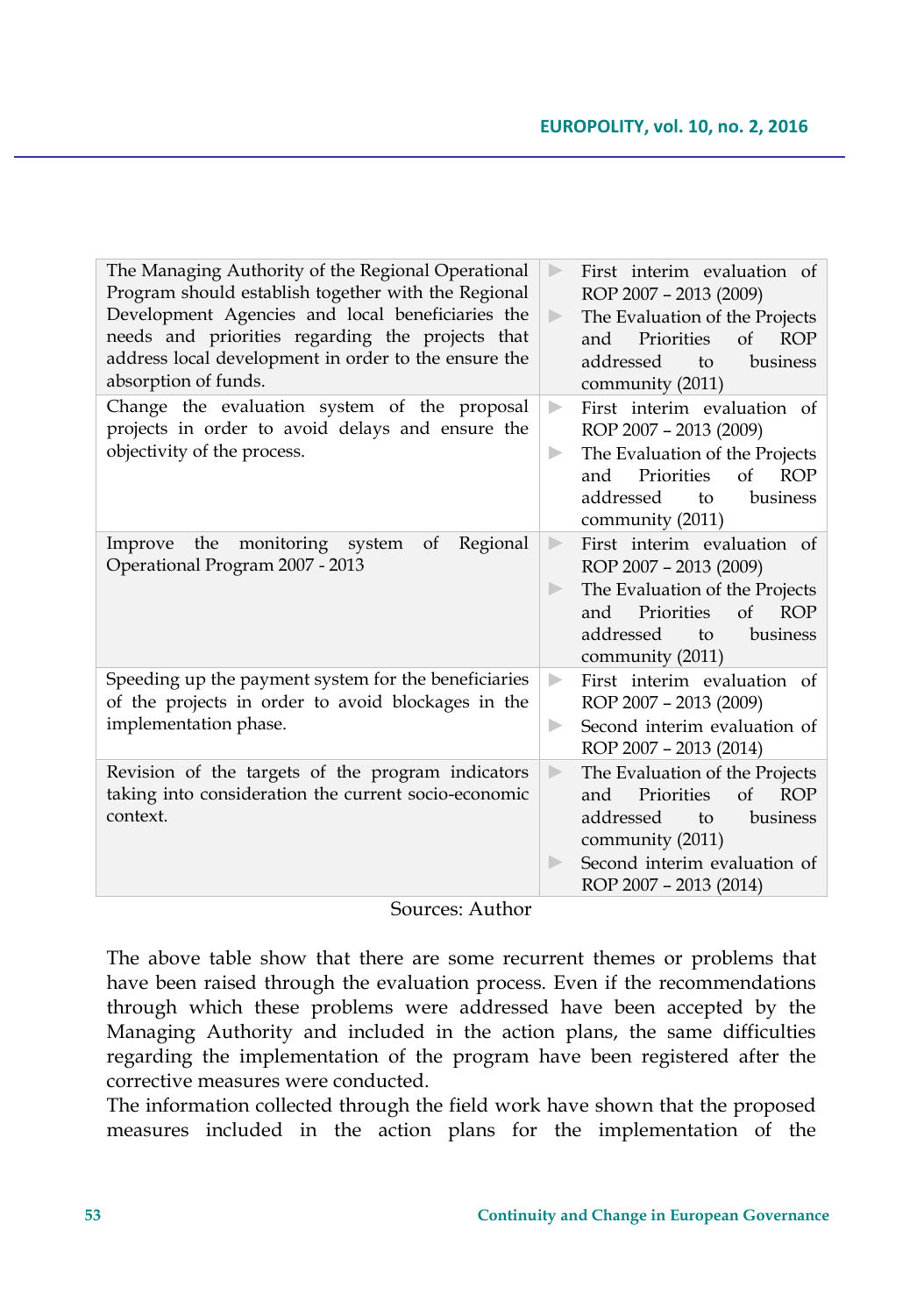| | |
|---|---|
| The Managing Authority of the Regional Operational Program should establish together with the Regional Development Agencies and local beneficiaries the needs and priorities regarding the projects that address local development in order to the ensure the absorption of funds. | ▶ First interim evaluation of ROP 2007 – 2013 (2009)<br>▶ The Evaluation of the Projects and Priorities of ROP addressed to business community (2011) |
| Change the evaluation system of the proposal projects in order to avoid delays and ensure the objectivity of the process. | ▶ First interim evaluation of ROP 2007 – 2013 (2009)<br>▶ The Evaluation of the Projects and Priorities of ROP addressed to business community (2011) |
| Improve the monitoring system of Regional Operational Program 2007 - 2013 | ▶ First interim evaluation of ROP 2007 – 2013 (2009)<br>▶ The Evaluation of the Projects and Priorities of ROP addressed to business community (2011) |
| Speeding up the payment system for the beneficiaries of the projects in order to avoid blockages in the implementation phase. | ▶ First interim evaluation of ROP 2007 – 2013 (2009)<br>▶ Second interim evaluation of ROP 2007 – 2013 (2014) |
| Revision of the targets of the program indicators taking into consideration the current socio-economic context. | ▶ The Evaluation of the Projects and Priorities of ROP addressed to business community (2011)<br>▶ Second interim evaluation of ROP 2007 – 2013 (2014) |

Sources: Author

The above table show that there are some recurrent themes or problems that have been raised through the evaluation process. Even if the recommendations through which these problems were addressed have been accepted by the Managing Authority and included in the action plans, the same difficulties regarding the implementation of the program have been registered after the corrective measures were conducted.

The information collected through the field work have shown that the proposed measures included in the action plans for the implementation of the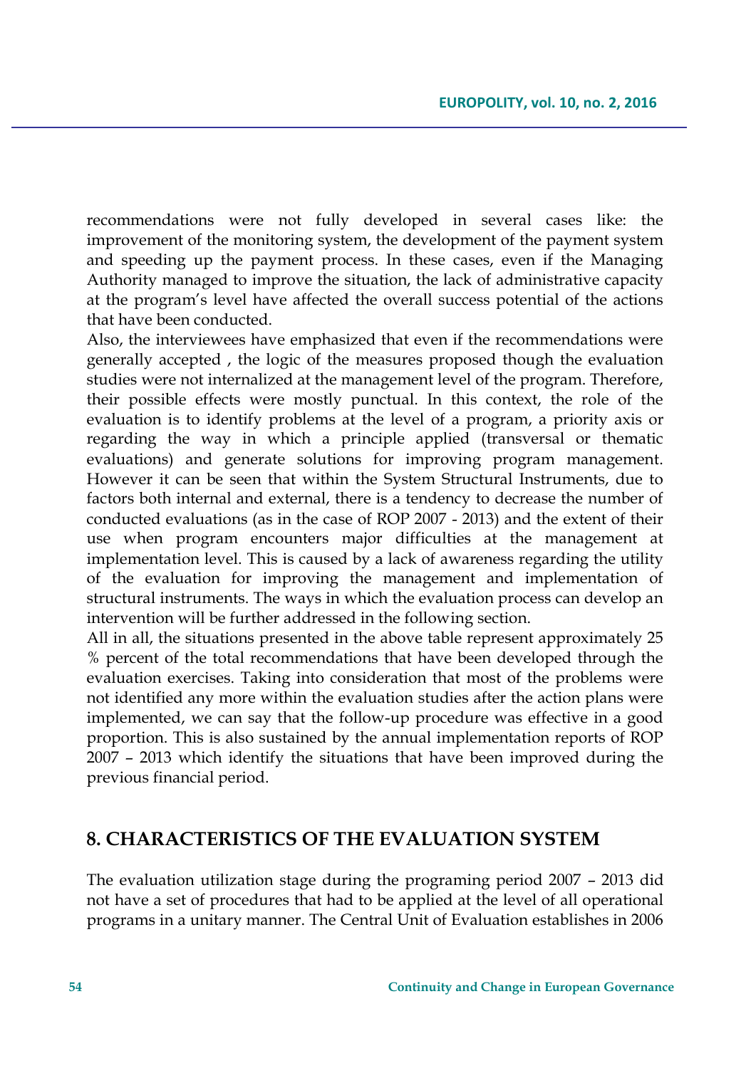recommendations were not fully developed in several cases like: the improvement of the monitoring system, the development of the payment system and speeding up the payment process. In these cases, even if the Managing Authority managed to improve the situation, the lack of administrative capacity at the program's level have affected the overall success potential of the actions that have been conducted.

Also, the interviewees have emphasized that even if the recommendations were generally accepted , the logic of the measures proposed though the evaluation studies were not internalized at the management level of the program. Therefore, their possible effects were mostly punctual. In this context, the role of the evaluation is to identify problems at the level of a program, a priority axis or regarding the way in which a principle applied (transversal or thematic evaluations) and generate solutions for improving program management. However it can be seen that within the System Structural Instruments, due to factors both internal and external, there is a tendency to decrease the number of conducted evaluations (as in the case of ROP 2007 - 2013) and the extent of their use when program encounters major difficulties at the management at implementation level. This is caused by a lack of awareness regarding the utility of the evaluation for improving the management and implementation of structural instruments. The ways in which the evaluation process can develop an intervention will be further addressed in the following section.

All in all, the situations presented in the above table represent approximately 25 % percent of the total recommendations that have been developed through the evaluation exercises. Taking into consideration that most of the problems were not identified any more within the evaluation studies after the action plans were implemented, we can say that the follow-up procedure was effective in a good proportion. This is also sustained by the annual implementation reports of ROP 2007 – 2013 which identify the situations that have been improved during the previous financial period.

## 8. CHARACTERISTICS OF THE EVALUATION SYSTEM

The evaluation utilization stage during the programing period 2007 – 2013 did not have a set of procedures that had to be applied at the level of all operational programs in a unitary manner. The Central Unit of Evaluation establishes in 2006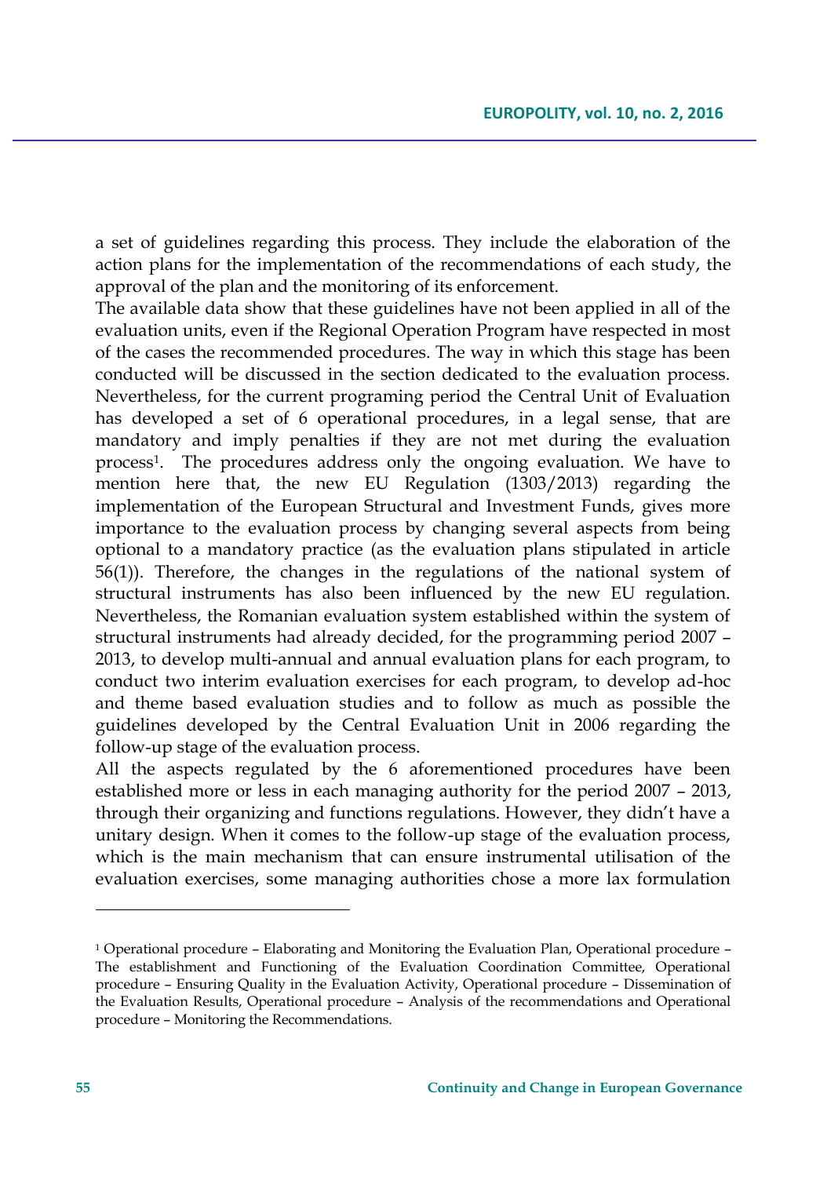a set of guidelines regarding this process. They include the elaboration of the action plans for the implementation of the recommendations of each study, the approval of the plan and the monitoring of its enforcement.

The available data show that these guidelines have not been applied in all of the evaluation units, even if the Regional Operation Program have respected in most of the cases the recommended procedures. The way in which this stage has been conducted will be discussed in the section dedicated to the evaluation process. Nevertheless, for the current programing period the Central Unit of Evaluation has developed a set of 6 operational procedures, in a legal sense, that are mandatory and imply penalties if they are not met during the evaluation process[1]. The procedures address only the ongoing evaluation. We have to mention here that, the new EU Regulation (1303/2013) regarding the implementation of the European Structural and Investment Funds, gives more importance to the evaluation process by changing several aspects from being optional to a mandatory practice (as the evaluation plans stipulated in article 56(1)). Therefore, the changes in the regulations of the national system of structural instruments has also been influenced by the new EU regulation. Nevertheless, the Romanian evaluation system established within the system of structural instruments had already decided, for the programming period 2007 – 2013, to develop multi-annual and annual evaluation plans for each program, to conduct two interim evaluation exercises for each program, to develop ad-hoc and theme based evaluation studies and to follow as much as possible the guidelines developed by the Central Evaluation Unit in 2006 regarding the follow-up stage of the evaluation process.

All the aspects regulated by the 6 aforementioned procedures have been established more or less in each managing authority for the period 2007 – 2013, through their organizing and functions regulations. However, they didn't have a unitary design. When it comes to the follow-up stage of the evaluation process, which is the main mechanism that can ensure instrumental utilisation of the evaluation exercises, some managing authorities chose a more lax formulation

[1] Operational procedure – Elaborating and Monitoring the Evaluation Plan, Operational procedure – The establishment and Functioning of the Evaluation Coordination Committee, Operational procedure – Ensuring Quality in the Evaluation Activity, Operational procedure – Dissemination of the Evaluation Results, Operational procedure – Analysis of the recommendations and Operational procedure – Monitoring the Recommendations.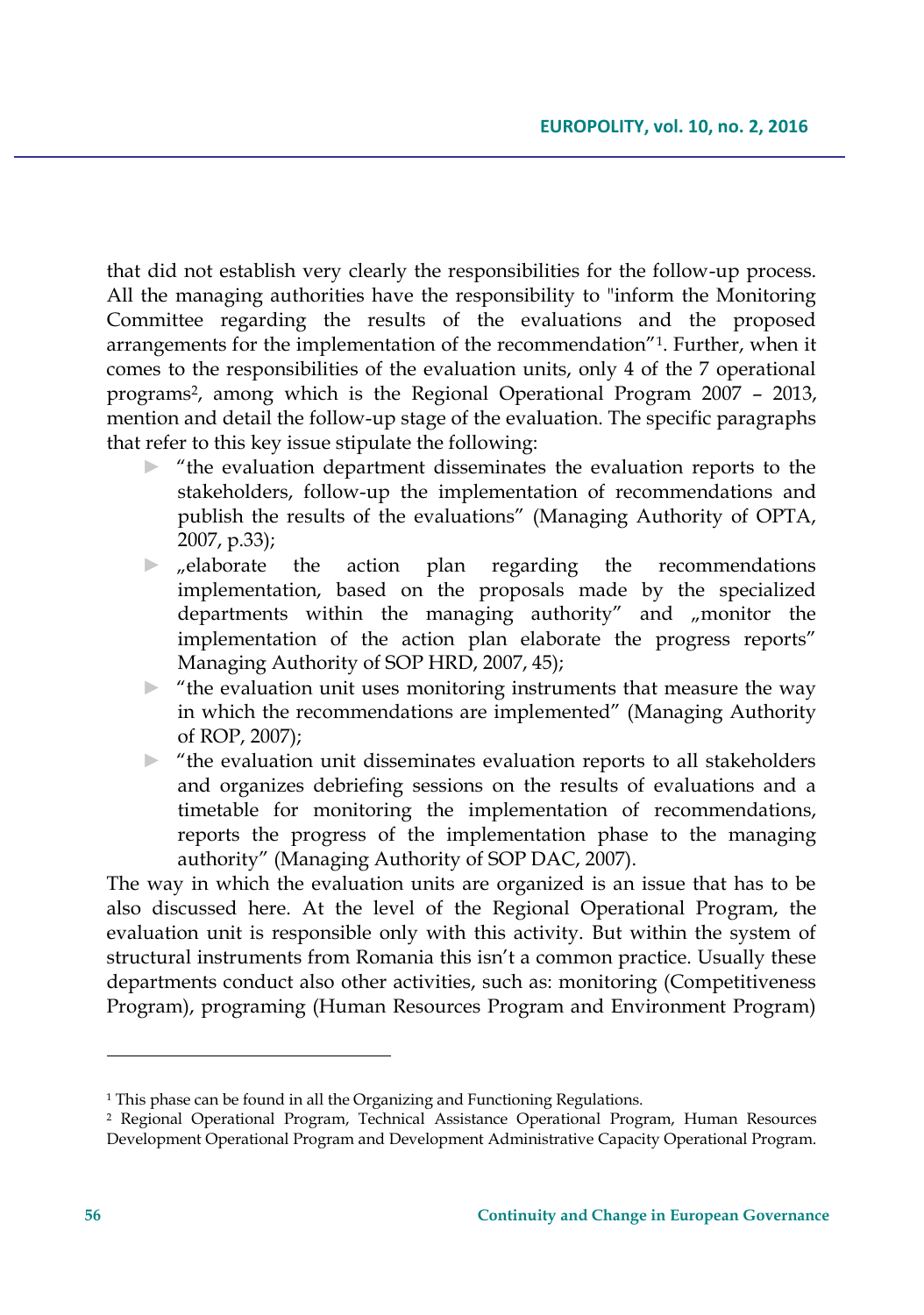that did not establish very clearly the responsibilities for the follow-up process. All the managing authorities have the responsibility to "inform the Monitoring Committee regarding the results of the evaluations and the proposed arrangements for the implementation of the recommendation"[1]. Further, when it comes to the responsibilities of the evaluation units, only 4 of the 7 operational programs[2], among which is the Regional Operational Program 2007 – 2013, mention and detail the follow-up stage of the evaluation. The specific paragraphs that refer to this key issue stipulate the following:

- "the evaluation department disseminates the evaluation reports to the stakeholders, follow-up the implementation of recommendations and publish the results of the evaluations" (Managing Authority of OPTA, 2007, p.33);
- „elaborate the action plan regarding the recommendations implementation, based on the proposals made by the specialized departments within the managing authority" and „monitor the implementation of the action plan elaborate the progress reports" Managing Authority of SOP HRD, 2007, 45);
- "the evaluation unit uses monitoring instruments that measure the way in which the recommendations are implemented" (Managing Authority of ROP, 2007);
- "the evaluation unit disseminates evaluation reports to all stakeholders and organizes debriefing sessions on the results of evaluations and a timetable for monitoring the implementation of recommendations, reports the progress of the implementation phase to the managing authority" (Managing Authority of SOP DAC, 2007).

The way in which the evaluation units are organized is an issue that has to be also discussed here. At the level of the Regional Operational Program, the evaluation unit is responsible only with this activity. But within the system of structural instruments from Romania this isn't a common practice. Usually these departments conduct also other activities, such as: monitoring (Competitiveness Program), programing (Human Resources Program and Environment Program)

[1] This phase can be found in all the Organizing and Functioning Regulations.

[2] Regional Operational Program, Technical Assistance Operational Program, Human Resources Development Operational Program and Development Administrative Capacity Operational Program.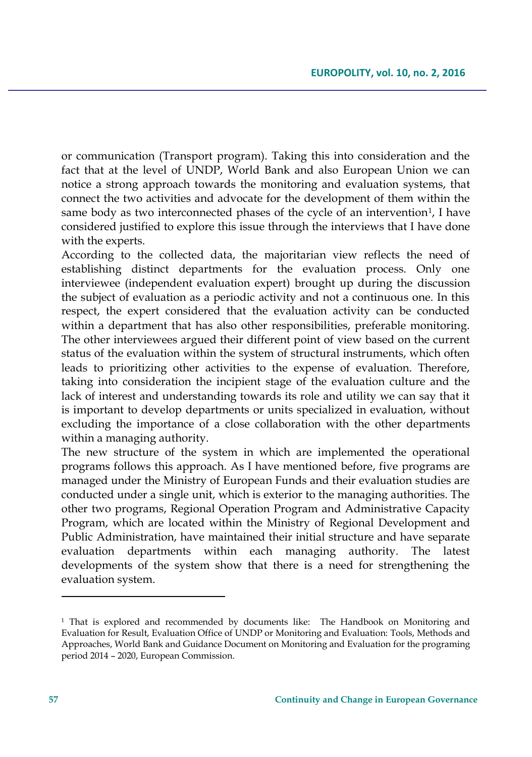or communication (Transport program). Taking this into consideration and the fact that at the level of UNDP, World Bank and also European Union we can notice a strong approach towards the monitoring and evaluation systems, that connect the two activities and advocate for the development of them within the same body as two interconnected phases of the cycle of an intervention[1], I have considered justified to explore this issue through the interviews that I have done with the experts.

According to the collected data, the majoritarian view reflects the need of establishing distinct departments for the evaluation process. Only one interviewee (independent evaluation expert) brought up during the discussion the subject of evaluation as a periodic activity and not a continuous one. In this respect, the expert considered that the evaluation activity can be conducted within a department that has also other responsibilities, preferable monitoring. The other interviewees argued their different point of view based on the current status of the evaluation within the system of structural instruments, which often leads to prioritizing other activities to the expense of evaluation. Therefore, taking into consideration the incipient stage of the evaluation culture and the lack of interest and understanding towards its role and utility we can say that it is important to develop departments or units specialized in evaluation, without excluding the importance of a close collaboration with the other departments within a managing authority.

The new structure of the system in which are implemented the operational programs follows this approach. As I have mentioned before, five programs are managed under the Ministry of European Funds and their evaluation studies are conducted under a single unit, which is exterior to the managing authorities. The other two programs, Regional Operation Program and Administrative Capacity Program, which are located within the Ministry of Regional Development and Public Administration, have maintained their initial structure and have separate evaluation departments within each managing authority. The latest developments of the system show that there is a need for strengthening the evaluation system.

---

[1] That is explored and recommended by documents like: The Handbook on Monitoring and Evaluation for Result, Evaluation Office of UNDP or Monitoring and Evaluation: Tools, Methods and Approaches, World Bank and Guidance Document on Monitoring and Evaluation for the programing period 2014 – 2020, European Commission.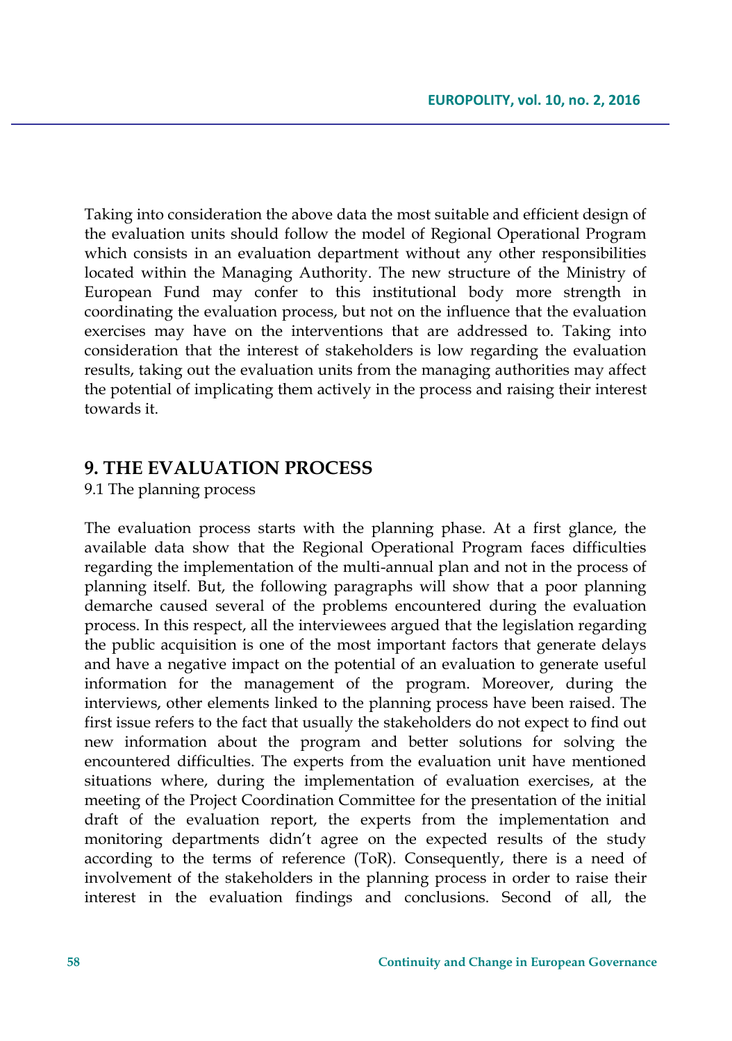Taking into consideration the above data the most suitable and efficient design of the evaluation units should follow the model of Regional Operational Program which consists in an evaluation department without any other responsibilities located within the Managing Authority. The new structure of the Ministry of European Fund may confer to this institutional body more strength in coordinating the evaluation process, but not on the influence that the evaluation exercises may have on the interventions that are addressed to. Taking into consideration that the interest of stakeholders is low regarding the evaluation results, taking out the evaluation units from the managing authorities may affect the potential of implicating them actively in the process and raising their interest towards it.

## 9. THE EVALUATION PROCESS

9.1 The planning process

The evaluation process starts with the planning phase. At a first glance, the available data show that the Regional Operational Program faces difficulties regarding the implementation of the multi-annual plan and not in the process of planning itself. But, the following paragraphs will show that a poor planning demarche caused several of the problems encountered during the evaluation process. In this respect, all the interviewees argued that the legislation regarding the public acquisition is one of the most important factors that generate delays and have a negative impact on the potential of an evaluation to generate useful information for the management of the program. Moreover, during the interviews, other elements linked to the planning process have been raised. The first issue refers to the fact that usually the stakeholders do not expect to find out new information about the program and better solutions for solving the encountered difficulties. The experts from the evaluation unit have mentioned situations where, during the implementation of evaluation exercises, at the meeting of the Project Coordination Committee for the presentation of the initial draft of the evaluation report, the experts from the implementation and monitoring departments didn't agree on the expected results of the study according to the terms of reference (ToR). Consequently, there is a need of involvement of the stakeholders in the planning process in order to raise their interest in the evaluation findings and conclusions. Second of all, the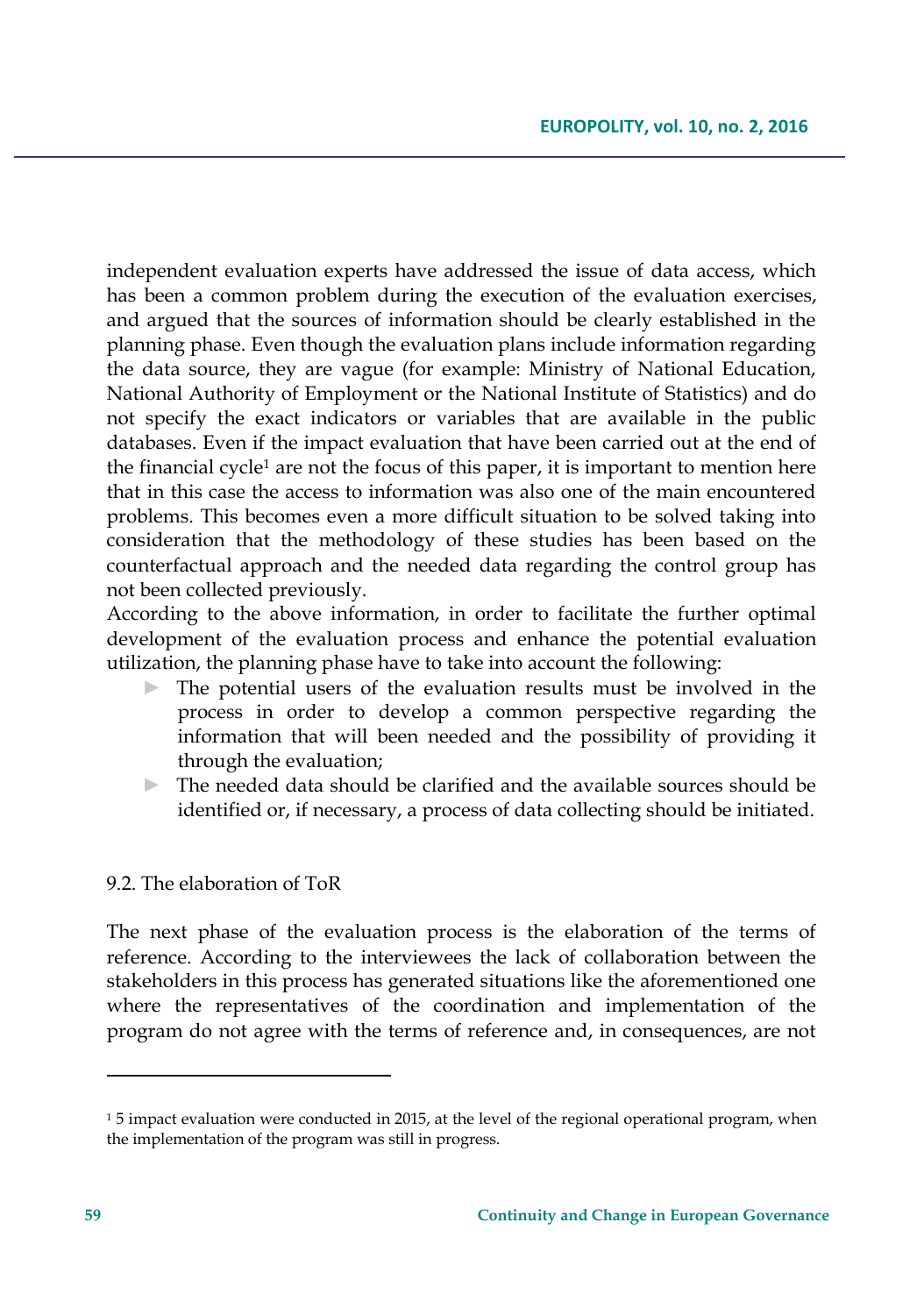independent evaluation experts have addressed the issue of data access, which has been a common problem during the execution of the evaluation exercises, and argued that the sources of information should be clearly established in the planning phase. Even though the evaluation plans include information regarding the data source, they are vague (for example: Ministry of National Education, National Authority of Employment or the National Institute of Statistics) and do not specify the exact indicators or variables that are available in the public databases. Even if the impact evaluation that have been carried out at the end of the financial cycle[1] are not the focus of this paper, it is important to mention here that in this case the access to information was also one of the main encountered problems. This becomes even a more difficult situation to be solved taking into consideration that the methodology of these studies has been based on the counterfactual approach and the needed data regarding the control group has not been collected previously.

According to the above information, in order to facilitate the further optimal development of the evaluation process and enhance the potential evaluation utilization, the planning phase have to take into account the following:

- The potential users of the evaluation results must be involved in the process in order to develop a common perspective regarding the information that will been needed and the possibility of providing it through the evaluation;
- The needed data should be clarified and the available sources should be identified or, if necessary, a process of data collecting should be initiated.

### 9.2. The elaboration of ToR

The next phase of the evaluation process is the elaboration of the terms of reference. According to the interviewees the lack of collaboration between the stakeholders in this process has generated situations like the aforementioned one where the representatives of the coordination and implementation of the program do not agree with the terms of reference and, in consequences, are not

---

[1] 5 impact evaluation were conducted in 2015, at the level of the regional operational program, when the implementation of the program was still in progress.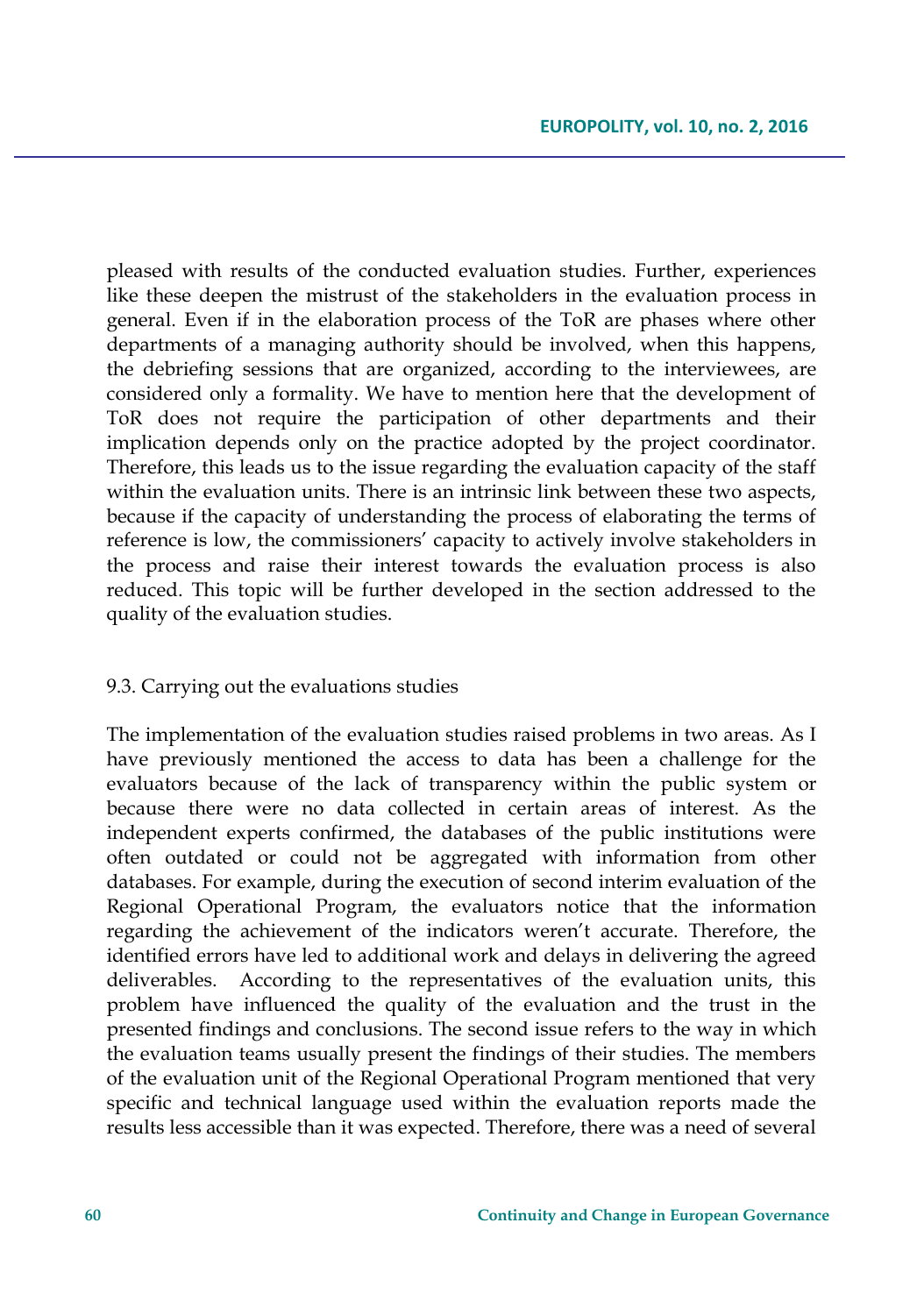pleased with results of the conducted evaluation studies. Further, experiences like these deepen the mistrust of the stakeholders in the evaluation process in general. Even if in the elaboration process of the ToR are phases where other departments of a managing authority should be involved, when this happens, the debriefing sessions that are organized, according to the interviewees, are considered only a formality. We have to mention here that the development of ToR does not require the participation of other departments and their implication depends only on the practice adopted by the project coordinator. Therefore, this leads us to the issue regarding the evaluation capacity of the staff within the evaluation units. There is an intrinsic link between these two aspects, because if the capacity of understanding the process of elaborating the terms of reference is low, the commissioners' capacity to actively involve stakeholders in the process and raise their interest towards the evaluation process is also reduced. This topic will be further developed in the section addressed to the quality of the evaluation studies.

### 9.3. Carrying out the evaluations studies

The implementation of the evaluation studies raised problems in two areas. As I have previously mentioned the access to data has been a challenge for the evaluators because of the lack of transparency within the public system or because there were no data collected in certain areas of interest. As the independent experts confirmed, the databases of the public institutions were often outdated or could not be aggregated with information from other databases. For example, during the execution of second interim evaluation of the Regional Operational Program, the evaluators notice that the information regarding the achievement of the indicators weren't accurate. Therefore, the identified errors have led to additional work and delays in delivering the agreed deliverables. According to the representatives of the evaluation units, this problem have influenced the quality of the evaluation and the trust in the presented findings and conclusions. The second issue refers to the way in which the evaluation teams usually present the findings of their studies. The members of the evaluation unit of the Regional Operational Program mentioned that very specific and technical language used within the evaluation reports made the results less accessible than it was expected. Therefore, there was a need of several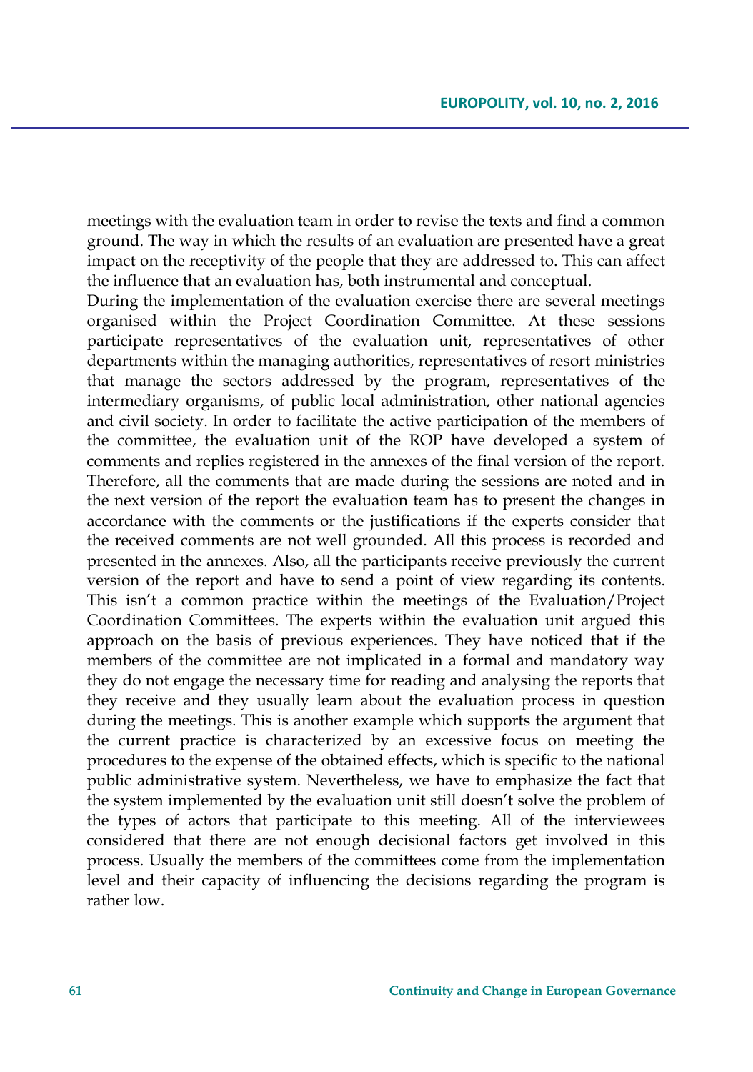meetings with the evaluation team in order to revise the texts and find a common ground. The way in which the results of an evaluation are presented have a great impact on the receptivity of the people that they are addressed to. This can affect the influence that an evaluation has, both instrumental and conceptual.

During the implementation of the evaluation exercise there are several meetings organised within the Project Coordination Committee. At these sessions participate representatives of the evaluation unit, representatives of other departments within the managing authorities, representatives of resort ministries that manage the sectors addressed by the program, representatives of the intermediary organisms, of public local administration, other national agencies and civil society. In order to facilitate the active participation of the members of the committee, the evaluation unit of the ROP have developed a system of comments and replies registered in the annexes of the final version of the report. Therefore, all the comments that are made during the sessions are noted and in the next version of the report the evaluation team has to present the changes in accordance with the comments or the justifications if the experts consider that the received comments are not well grounded. All this process is recorded and presented in the annexes. Also, all the participants receive previously the current version of the report and have to send a point of view regarding its contents. This isn't a common practice within the meetings of the Evaluation/Project Coordination Committees. The experts within the evaluation unit argued this approach on the basis of previous experiences. They have noticed that if the members of the committee are not implicated in a formal and mandatory way they do not engage the necessary time for reading and analysing the reports that they receive and they usually learn about the evaluation process in question during the meetings. This is another example which supports the argument that the current practice is characterized by an excessive focus on meeting the procedures to the expense of the obtained effects, which is specific to the national public administrative system. Nevertheless, we have to emphasize the fact that the system implemented by the evaluation unit still doesn't solve the problem of the types of actors that participate to this meeting. All of the interviewees considered that there are not enough decisional factors get involved in this process. Usually the members of the committees come from the implementation level and their capacity of influencing the decisions regarding the program is rather low.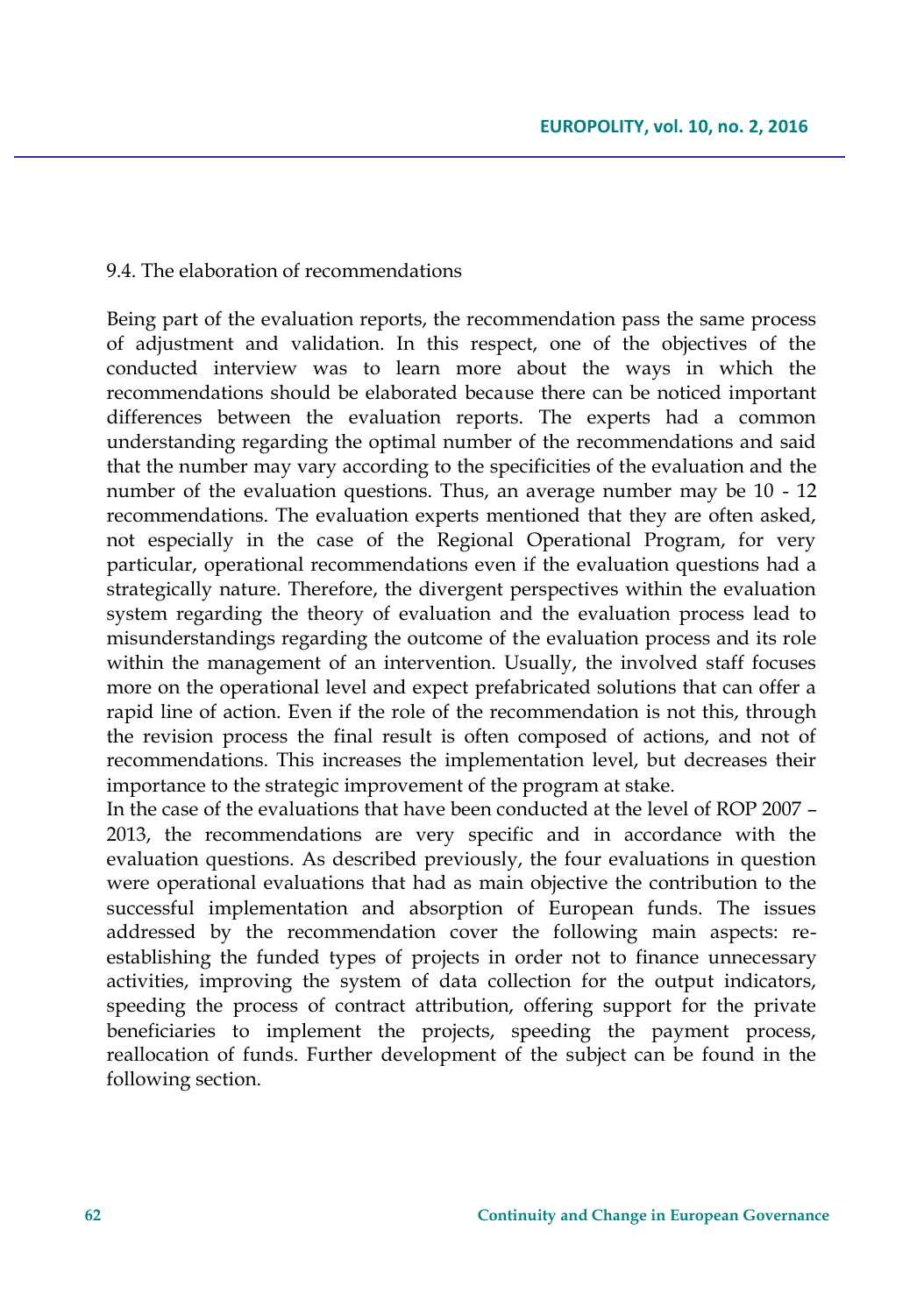### 9.4. The elaboration of recommendations

Being part of the evaluation reports, the recommendation pass the same process of adjustment and validation. In this respect, one of the objectives of the conducted interview was to learn more about the ways in which the recommendations should be elaborated because there can be noticed important differences between the evaluation reports. The experts had a common understanding regarding the optimal number of the recommendations and said that the number may vary according to the specificities of the evaluation and the number of the evaluation questions. Thus, an average number may be 10 - 12 recommendations. The evaluation experts mentioned that they are often asked, not especially in the case of the Regional Operational Program, for very particular, operational recommendations even if the evaluation questions had a strategically nature. Therefore, the divergent perspectives within the evaluation system regarding the theory of evaluation and the evaluation process lead to misunderstandings regarding the outcome of the evaluation process and its role within the management of an intervention. Usually, the involved staff focuses more on the operational level and expect prefabricated solutions that can offer a rapid line of action. Even if the role of the recommendation is not this, through the revision process the final result is often composed of actions, and not of recommendations. This increases the implementation level, but decreases their importance to the strategic improvement of the program at stake.

In the case of the evaluations that have been conducted at the level of ROP 2007 – 2013, the recommendations are very specific and in accordance with the evaluation questions. As described previously, the four evaluations in question were operational evaluations that had as main objective the contribution to the successful implementation and absorption of European funds. The issues addressed by the recommendation cover the following main aspects: re-establishing the funded types of projects in order not to finance unnecessary activities, improving the system of data collection for the output indicators, speeding the process of contract attribution, offering support for the private beneficiaries to implement the projects, speeding the payment process, reallocation of funds. Further development of the subject can be found in the following section.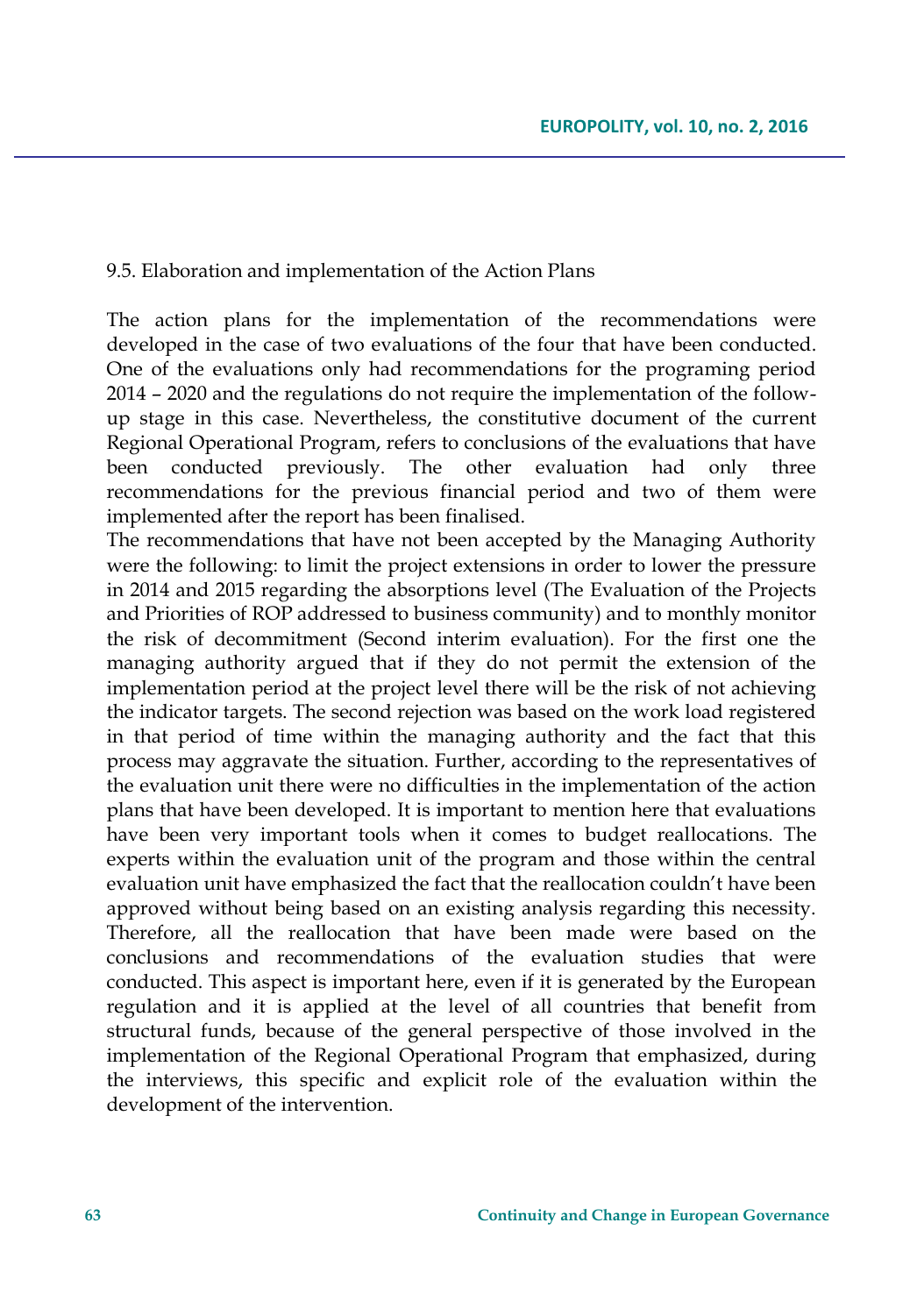9.5. Elaboration and implementation of the Action Plans

The action plans for the implementation of the recommendations were developed in the case of two evaluations of the four that have been conducted. One of the evaluations only had recommendations for the programing period 2014 – 2020 and the regulations do not require the implementation of the follow-up stage in this case. Nevertheless, the constitutive document of the current Regional Operational Program, refers to conclusions of the evaluations that have been conducted previously. The other evaluation had only three recommendations for the previous financial period and two of them were implemented after the report has been finalised.

The recommendations that have not been accepted by the Managing Authority were the following: to limit the project extensions in order to lower the pressure in 2014 and 2015 regarding the absorptions level (The Evaluation of the Projects and Priorities of ROP addressed to business community) and to monthly monitor the risk of decommitment (Second interim evaluation). For the first one the managing authority argued that if they do not permit the extension of the implementation period at the project level there will be the risk of not achieving the indicator targets. The second rejection was based on the work load registered in that period of time within the managing authority and the fact that this process may aggravate the situation. Further, according to the representatives of the evaluation unit there were no difficulties in the implementation of the action plans that have been developed. It is important to mention here that evaluations have been very important tools when it comes to budget reallocations. The experts within the evaluation unit of the program and those within the central evaluation unit have emphasized the fact that the reallocation couldn't have been approved without being based on an existing analysis regarding this necessity. Therefore, all the reallocation that have been made were based on the conclusions and recommendations of the evaluation studies that were conducted. This aspect is important here, even if it is generated by the European regulation and it is applied at the level of all countries that benefit from structural funds, because of the general perspective of those involved in the implementation of the Regional Operational Program that emphasized, during the interviews, this specific and explicit role of the evaluation within the development of the intervention.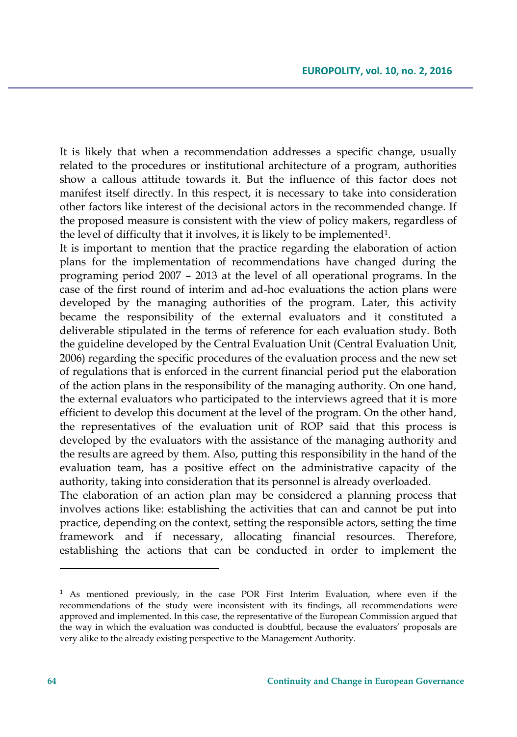It is likely that when a recommendation addresses a specific change, usually related to the procedures or institutional architecture of a program, authorities show a callous attitude towards it. But the influence of this factor does not manifest itself directly. In this respect, it is necessary to take into consideration other factors like interest of the decisional actors in the recommended change. If the proposed measure is consistent with the view of policy makers, regardless of the level of difficulty that it involves, it is likely to be implemented[1].

It is important to mention that the practice regarding the elaboration of action plans for the implementation of recommendations have changed during the programing period 2007 – 2013 at the level of all operational programs. In the case of the first round of interim and ad-hoc evaluations the action plans were developed by the managing authorities of the program. Later, this activity became the responsibility of the external evaluators and it constituted a deliverable stipulated in the terms of reference for each evaluation study. Both the guideline developed by the Central Evaluation Unit (Central Evaluation Unit, 2006) regarding the specific procedures of the evaluation process and the new set of regulations that is enforced in the current financial period put the elaboration of the action plans in the responsibility of the managing authority. On one hand, the external evaluators who participated to the interviews agreed that it is more efficient to develop this document at the level of the program. On the other hand, the representatives of the evaluation unit of ROP said that this process is developed by the evaluators with the assistance of the managing authority and the results are agreed by them. Also, putting this responsibility in the hand of the evaluation team, has a positive effect on the administrative capacity of the authority, taking into consideration that its personnel is already overloaded.

The elaboration of an action plan may be considered a planning process that involves actions like: establishing the activities that can and cannot be put into practice, depending on the context, setting the responsible actors, setting the time framework and if necessary, allocating financial resources. Therefore, establishing the actions that can be conducted in order to implement the

---

[1] As mentioned previously, in the case POR First Interim Evaluation, where even if the recommendations of the study were inconsistent with its findings, all recommendations were approved and implemented. In this case, the representative of the European Commission argued that the way in which the evaluation was conducted is doubtful, because the evaluators' proposals are very alike to the already existing perspective to the Management Authority.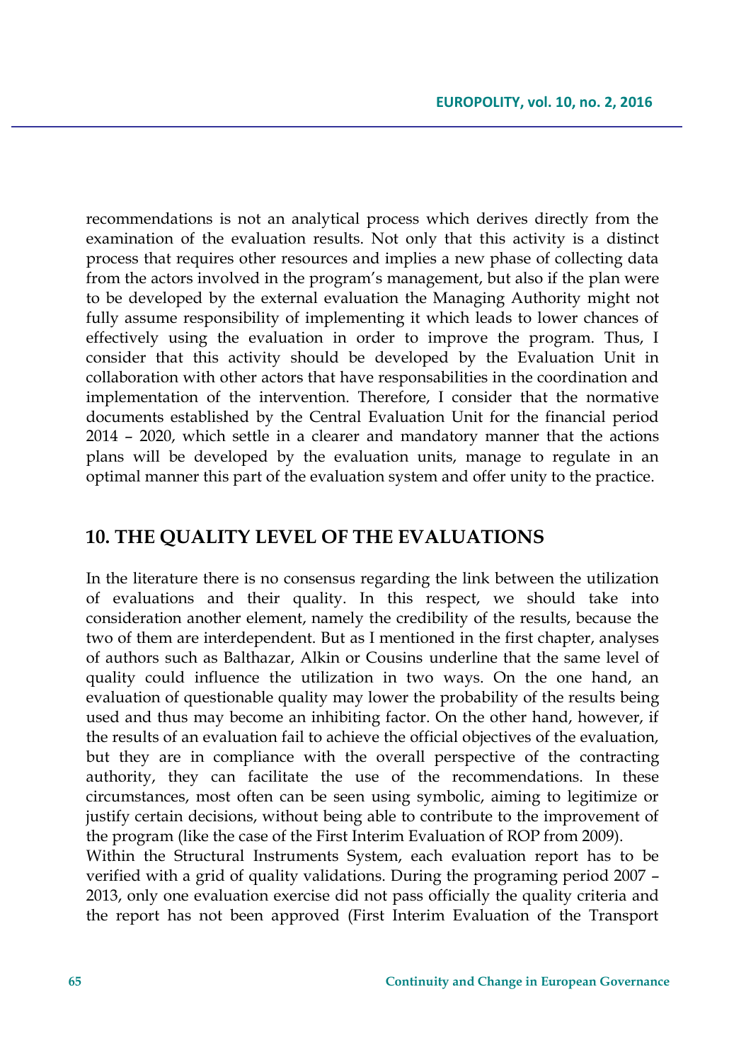recommendations is not an analytical process which derives directly from the examination of the evaluation results. Not only that this activity is a distinct process that requires other resources and implies a new phase of collecting data from the actors involved in the program's management, but also if the plan were to be developed by the external evaluation the Managing Authority might not fully assume responsibility of implementing it which leads to lower chances of effectively using the evaluation in order to improve the program. Thus, I consider that this activity should be developed by the Evaluation Unit in collaboration with other actors that have responsabilities in the coordination and implementation of the intervention. Therefore, I consider that the normative documents established by the Central Evaluation Unit for the financial period 2014 – 2020, which settle in a clearer and mandatory manner that the actions plans will be developed by the evaluation units, manage to regulate in an optimal manner this part of the evaluation system and offer unity to the practice.

## 10. THE QUALITY LEVEL OF THE EVALUATIONS

In the literature there is no consensus regarding the link between the utilization of evaluations and their quality. In this respect, we should take into consideration another element, namely the credibility of the results, because the two of them are interdependent. But as I mentioned in the first chapter, analyses of authors such as Balthazar, Alkin or Cousins underline that the same level of quality could influence the utilization in two ways. On the one hand, an evaluation of questionable quality may lower the probability of the results being used and thus may become an inhibiting factor. On the other hand, however, if the results of an evaluation fail to achieve the official objectives of the evaluation, but they are in compliance with the overall perspective of the contracting authority, they can facilitate the use of the recommendations. In these circumstances, most often can be seen using symbolic, aiming to legitimize or justify certain decisions, without being able to contribute to the improvement of the program (like the case of the First Interim Evaluation of ROP from 2009).

Within the Structural Instruments System, each evaluation report has to be verified with a grid of quality validations. During the programing period 2007 – 2013, only one evaluation exercise did not pass officially the quality criteria and the report has not been approved (First Interim Evaluation of the Transport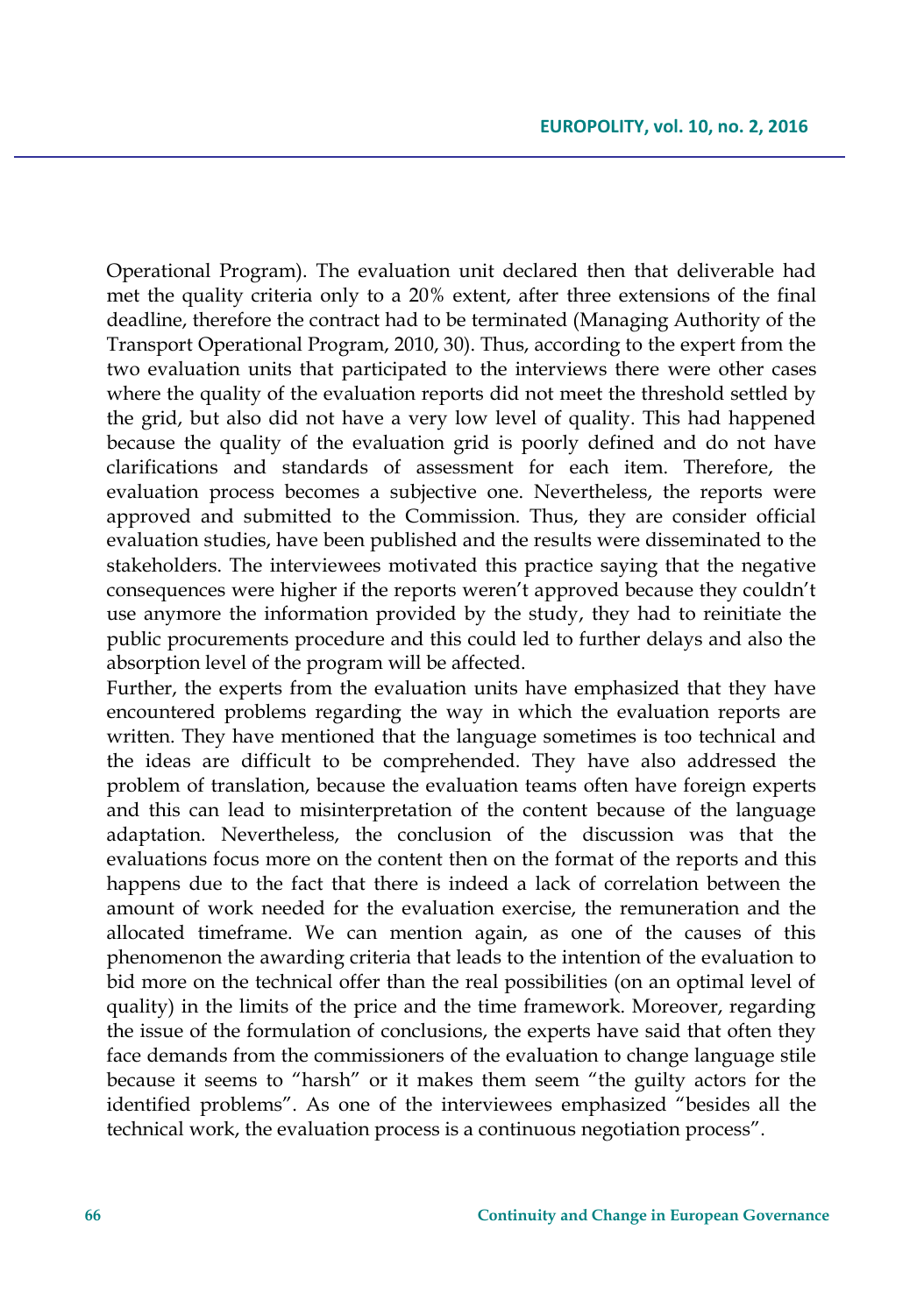Operational Program). The evaluation unit declared then that deliverable had met the quality criteria only to a 20% extent, after three extensions of the final deadline, therefore the contract had to be terminated (Managing Authority of the Transport Operational Program, 2010, 30). Thus, according to the expert from the two evaluation units that participated to the interviews there were other cases where the quality of the evaluation reports did not meet the threshold settled by the grid, but also did not have a very low level of quality. This had happened because the quality of the evaluation grid is poorly defined and do not have clarifications and standards of assessment for each item. Therefore, the evaluation process becomes a subjective one. Nevertheless, the reports were approved and submitted to the Commission. Thus, they are consider official evaluation studies, have been published and the results were disseminated to the stakeholders. The interviewees motivated this practice saying that the negative consequences were higher if the reports weren't approved because they couldn't use anymore the information provided by the study, they had to reinitiate the public procurements procedure and this could led to further delays and also the absorption level of the program will be affected.

Further, the experts from the evaluation units have emphasized that they have encountered problems regarding the way in which the evaluation reports are written. They have mentioned that the language sometimes is too technical and the ideas are difficult to be comprehended. They have also addressed the problem of translation, because the evaluation teams often have foreign experts and this can lead to misinterpretation of the content because of the language adaptation. Nevertheless, the conclusion of the discussion was that the evaluations focus more on the content then on the format of the reports and this happens due to the fact that there is indeed a lack of correlation between the amount of work needed for the evaluation exercise, the remuneration and the allocated timeframe. We can mention again, as one of the causes of this phenomenon the awarding criteria that leads to the intention of the evaluation to bid more on the technical offer than the real possibilities (on an optimal level of quality) in the limits of the price and the time framework. Moreover, regarding the issue of the formulation of conclusions, the experts have said that often they face demands from the commissioners of the evaluation to change language stile because it seems to "harsh" or it makes them seem "the guilty actors for the identified problems". As one of the interviewees emphasized "besides all the technical work, the evaluation process is a continuous negotiation process".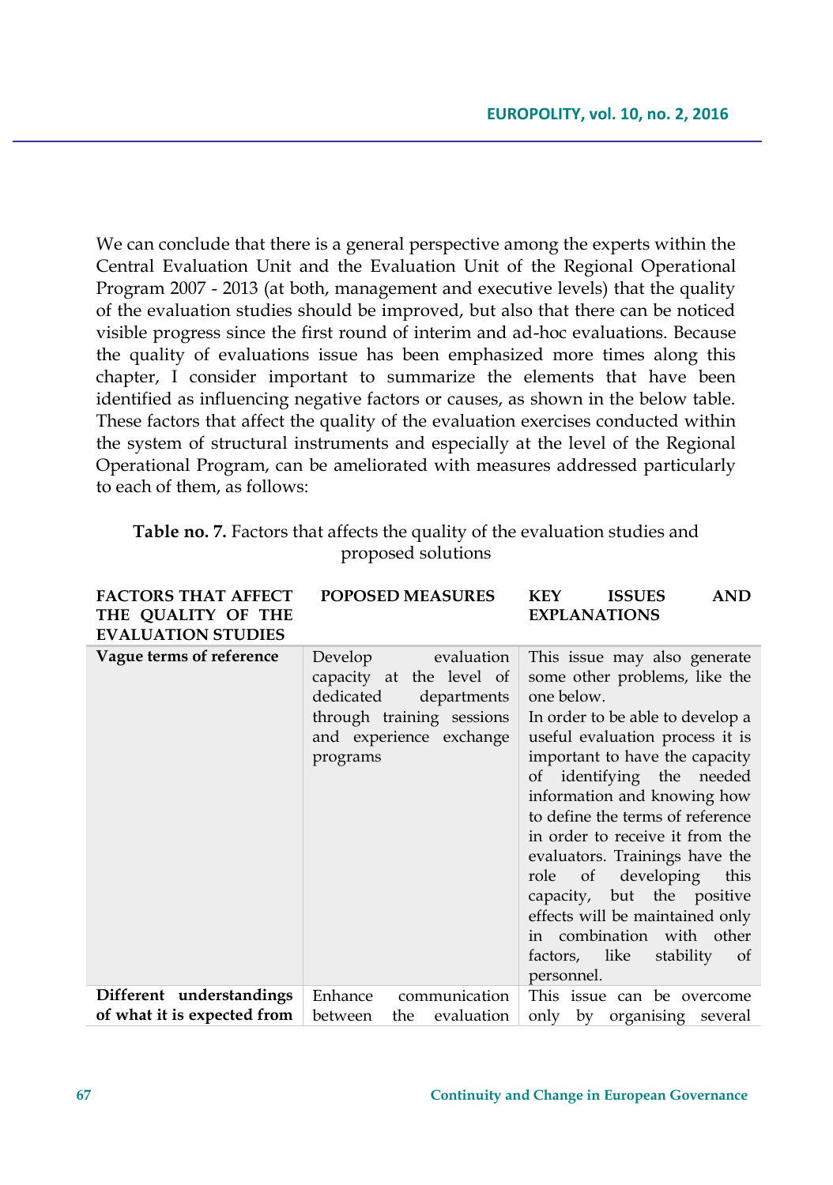We can conclude that there is a general perspective among the experts within the Central Evaluation Unit and the Evaluation Unit of the Regional Operational Program 2007 - 2013 (at both, management and executive levels) that the quality of the evaluation studies should be improved, but also that there can be noticed visible progress since the first round of interim and ad-hoc evaluations. Because the quality of evaluations issue has been emphasized more times along this chapter, I consider important to summarize the elements that have been identified as influencing negative factors or causes, as shown in the below table. These factors that affect the quality of the evaluation exercises conducted within the system of structural instruments and especially at the level of the Regional Operational Program, can be ameliorated with measures addressed particularly to each of them, as follows:

**Table no. 7.** Factors that affects the quality of the evaluation studies and proposed solutions

| FACTORS THAT AFFECT THE QUALITY OF THE EVALUATION STUDIES | POPOSED MEASURES | KEY ISSUES AND EXPLANATIONS |
|---|---|---|
| **Vague terms of reference** | Develop evaluation capacity at the level of dedicated departments through training sessions and experience exchange programs | This issue may also generate some other problems, like the one below. In order to be able to develop a useful evaluation process it is important to have the capacity of identifying the needed information and knowing how to define the terms of reference in order to receive it from the evaluators. Trainings have the role of developing this capacity, but the positive effects will be maintained only in combination with other factors, like stability of personnel. |
| **Different understandings of what it is expected from** | Enhance communication between the evaluation | This issue can be overcome only by organising several |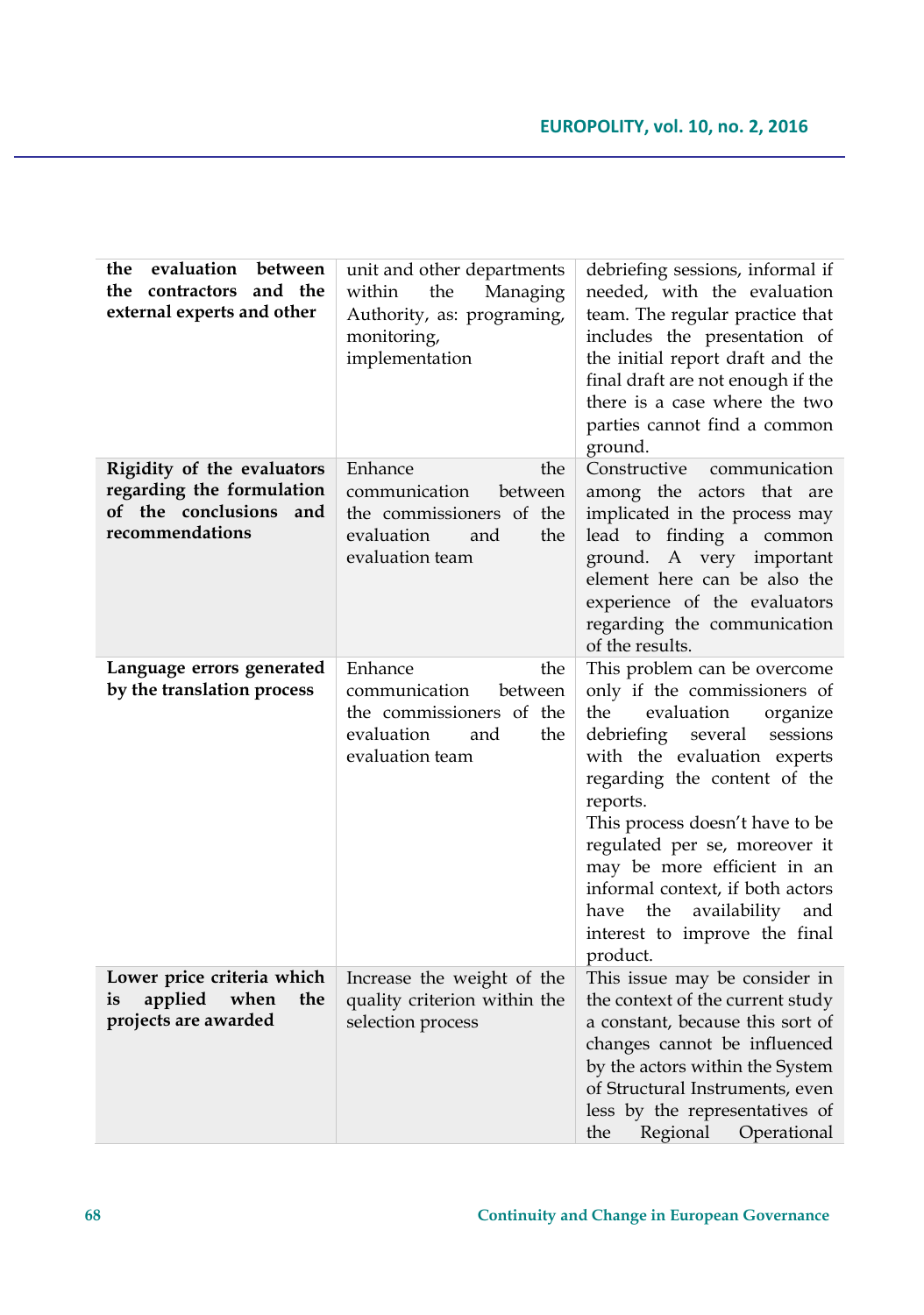| | | |
|---|---|---|
| **the evaluation between the contractors and the external experts and other** | unit and other departments within the Managing Authority, as: programing, monitoring, implementation | debriefing sessions, informal if needed, with the evaluation team. The regular practice that includes the presentation of the initial report draft and the final draft are not enough if the there is a case where the two parties cannot find a common ground. |
| **Rigidity of the evaluators regarding the formulation of the conclusions and recommendations** | Enhance the communication between the commissioners of the evaluation and the evaluation team | Constructive communication among the actors that are implicated in the process may lead to finding a common ground. A very important element here can be also the experience of the evaluators regarding the communication of the results. |
| **Language errors generated by the translation process** | Enhance the communication between the commissioners of the evaluation and the evaluation team | This problem can be overcome only if the commissioners of the evaluation organize debriefing several sessions with the evaluation experts regarding the content of the reports. This process doesn't have to be regulated per se, moreover it may be more efficient in an informal context, if both actors have the availability and interest to improve the final product. |
| **Lower price criteria which is applied when the projects are awarded** | Increase the weight of the quality criterion within the selection process | This issue may be consider in the context of the current study a constant, because this sort of changes cannot be influenced by the actors within the System of Structural Instruments, even less by the representatives of the Regional Operational |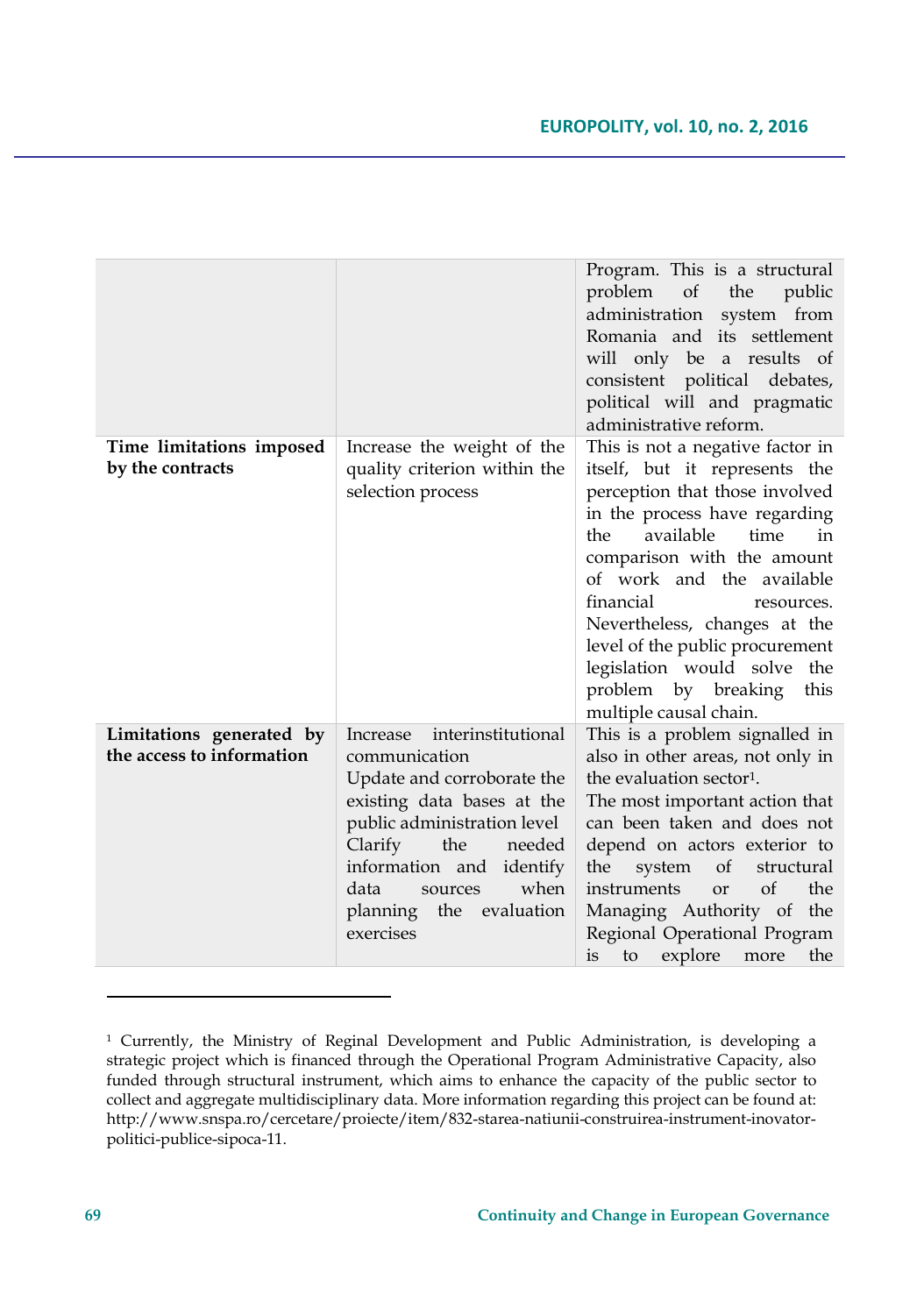| | | |
|---|---|---|
| | | Program. This is a structural problem of the public administration system from Romania and its settlement will only be a results of consistent political debates, political will and pragmatic administrative reform. |
| **Time limitations imposed by the contracts** | Increase the weight of the quality criterion within the selection process | This is not a negative factor in itself, but it represents the perception that those involved in the process have regarding the available time in comparison with the amount of work and the available financial resources. Nevertheless, changes at the level of the public procurement legislation would solve the problem by breaking this multiple causal chain. |
| **Limitations generated by the access to information** | Increase interinstitutional communication<br>Update and corroborate the existing data bases at the public administration level<br>Clarify the needed information and identify data sources when planning the evaluation exercises | This is a problem signalled in also in other areas, not only in the evaluation sector[1].<br>The most important action that can been taken and does not depend on actors exterior to the system of structural instruments or of the Managing Authority of the Regional Operational Program is to explore more the |

[1] Currently, the Ministry of Reginal Development and Public Administration, is developing a strategic project which is financed through the Operational Program Administrative Capacity, also funded through structural instrument, which aims to enhance the capacity of the public sector to collect and aggregate multidisciplinary data. More information regarding this project can be found at: http://www.snspa.ro/cercetare/proiecte/item/832-starea-natiunii-construirea-instrument-inovator-politici-publice-sipoca-11.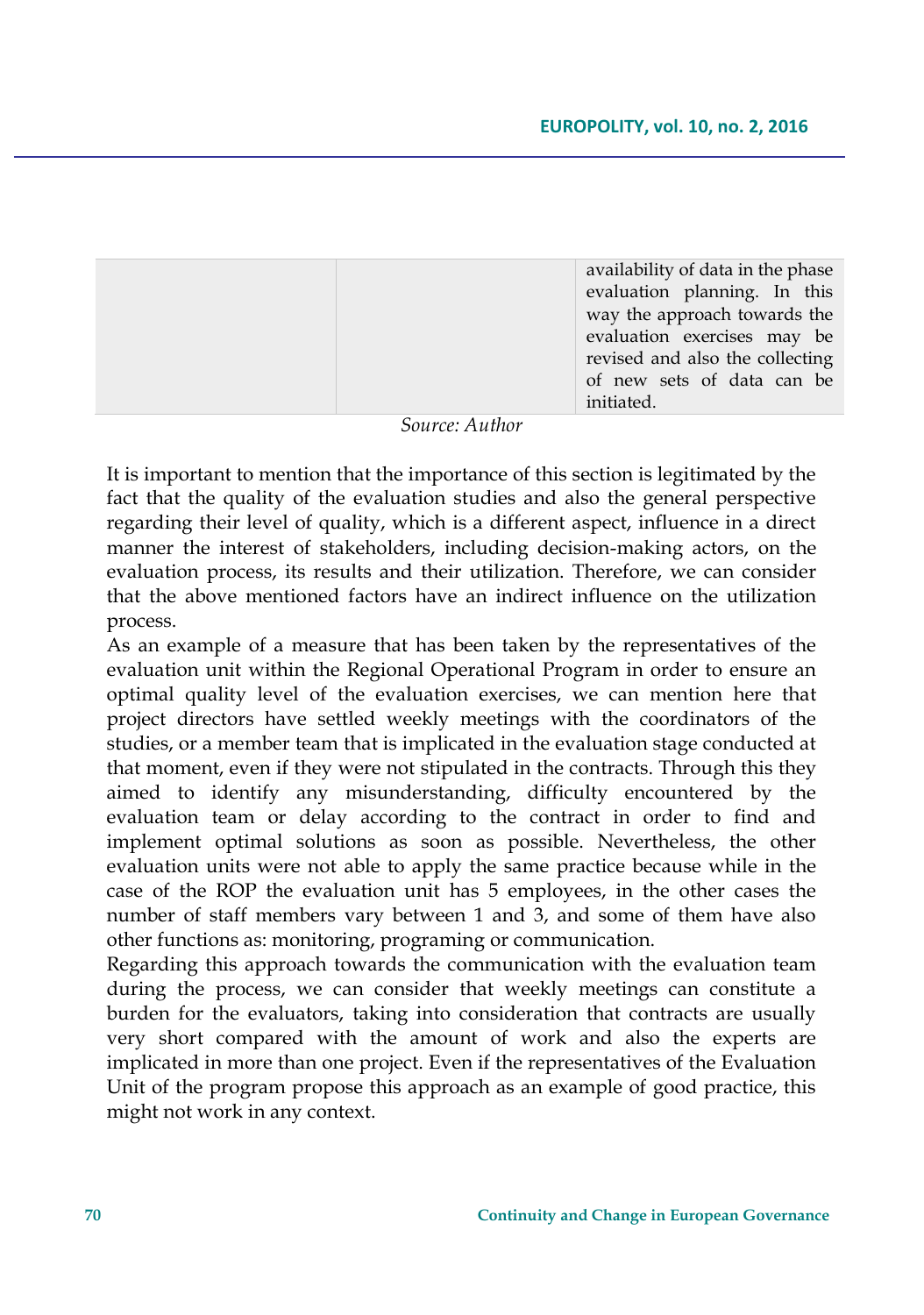| | | availability of data in the phase evaluation planning. In this way the approach towards the evaluation exercises may be revised and also the collecting of new sets of data can be initiated. |
|---|---|---|

*Source: Author*

It is important to mention that the importance of this section is legitimated by the fact that the quality of the evaluation studies and also the general perspective regarding their level of quality, which is a different aspect, influence in a direct manner the interest of stakeholders, including decision-making actors, on the evaluation process, its results and their utilization. Therefore, we can consider that the above mentioned factors have an indirect influence on the utilization process.

As an example of a measure that has been taken by the representatives of the evaluation unit within the Regional Operational Program in order to ensure an optimal quality level of the evaluation exercises, we can mention here that project directors have settled weekly meetings with the coordinators of the studies, or a member team that is implicated in the evaluation stage conducted at that moment, even if they were not stipulated in the contracts. Through this they aimed to identify any misunderstanding, difficulty encountered by the evaluation team or delay according to the contract in order to find and implement optimal solutions as soon as possible. Nevertheless, the other evaluation units were not able to apply the same practice because while in the case of the ROP the evaluation unit has 5 employees, in the other cases the number of staff members vary between 1 and 3, and some of them have also other functions as: monitoring, programing or communication.

Regarding this approach towards the communication with the evaluation team during the process, we can consider that weekly meetings can constitute a burden for the evaluators, taking into consideration that contracts are usually very short compared with the amount of work and also the experts are implicated in more than one project. Even if the representatives of the Evaluation Unit of the program propose this approach as an example of good practice, this might not work in any context.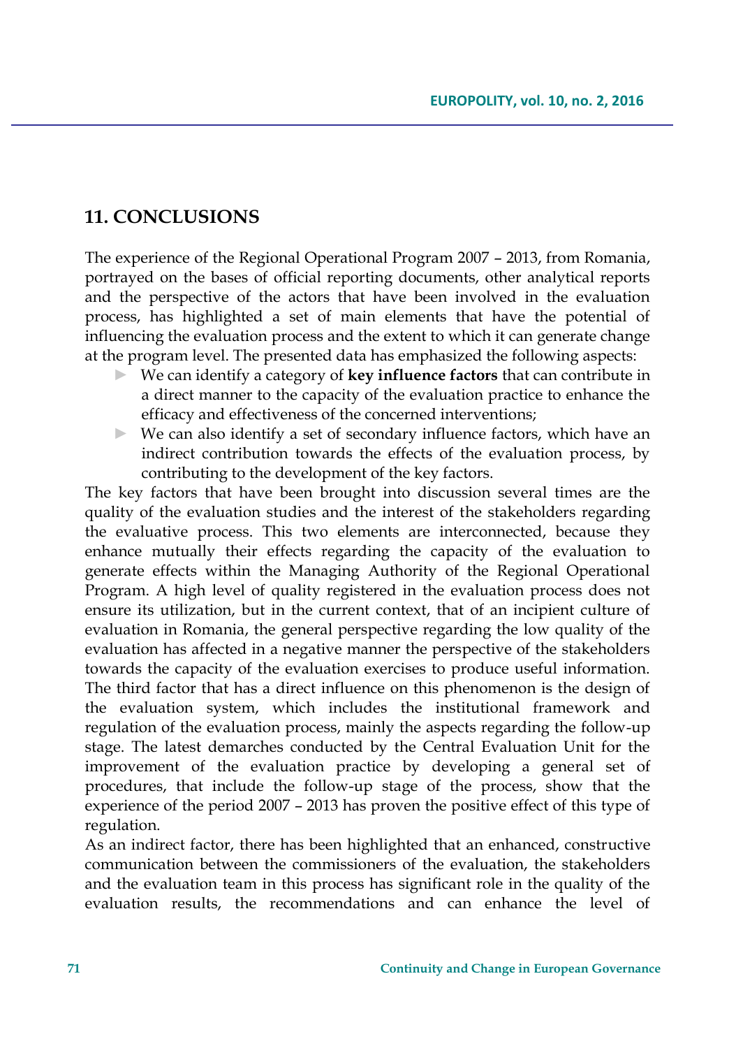## 11. CONCLUSIONS

The experience of the Regional Operational Program 2007 – 2013, from Romania, portrayed on the bases of official reporting documents, other analytical reports and the perspective of the actors that have been involved in the evaluation process, has highlighted a set of main elements that have the potential of influencing the evaluation process and the extent to which it can generate change at the program level. The presented data has emphasized the following aspects:

- We can identify a category of **key influence factors** that can contribute in a direct manner to the capacity of the evaluation practice to enhance the efficacy and effectiveness of the concerned interventions;
- We can also identify a set of secondary influence factors, which have an indirect contribution towards the effects of the evaluation process, by contributing to the development of the key factors.

The key factors that have been brought into discussion several times are the quality of the evaluation studies and the interest of the stakeholders regarding the evaluative process. This two elements are interconnected, because they enhance mutually their effects regarding the capacity of the evaluation to generate effects within the Managing Authority of the Regional Operational Program. A high level of quality registered in the evaluation process does not ensure its utilization, but in the current context, that of an incipient culture of evaluation in Romania, the general perspective regarding the low quality of the evaluation has affected in a negative manner the perspective of the stakeholders towards the capacity of the evaluation exercises to produce useful information. The third factor that has a direct influence on this phenomenon is the design of the evaluation system, which includes the institutional framework and regulation of the evaluation process, mainly the aspects regarding the follow-up stage. The latest demarches conducted by the Central Evaluation Unit for the improvement of the evaluation practice by developing a general set of procedures, that include the follow-up stage of the process, show that the experience of the period 2007 – 2013 has proven the positive effect of this type of regulation.

As an indirect factor, there has been highlighted that an enhanced, constructive communication between the commissioners of the evaluation, the stakeholders and the evaluation team in this process has significant role in the quality of the evaluation results, the recommendations and can enhance the level of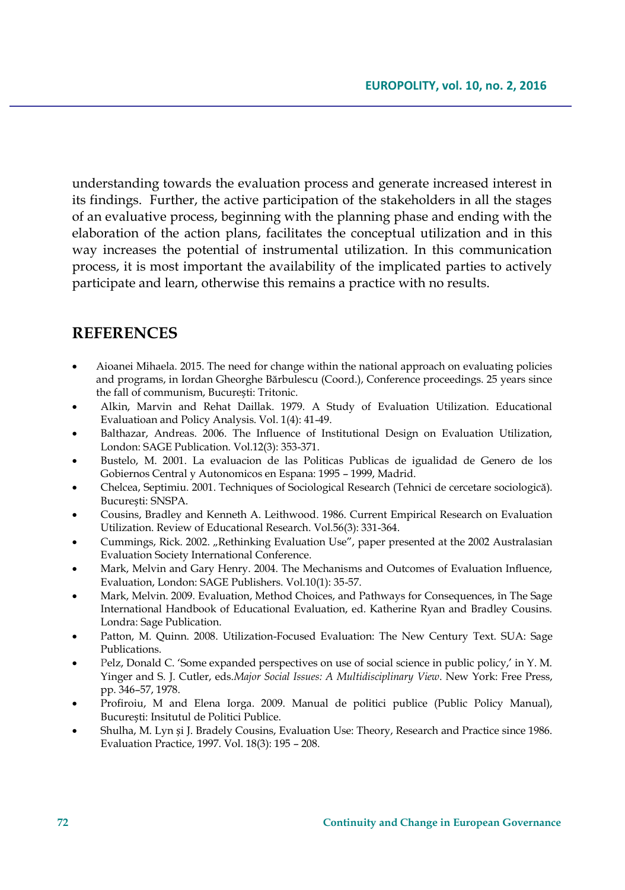understanding towards the evaluation process and generate increased interest in its findings. Further, the active participation of the stakeholders in all the stages of an evaluative process, beginning with the planning phase and ending with the elaboration of the action plans, facilitates the conceptual utilization and in this way increases the potential of instrumental utilization. In this communication process, it is most important the availability of the implicated parties to actively participate and learn, otherwise this remains a practice with no results.

## REFERENCES

- Aioanei Mihaela. 2015. The need for change within the national approach on evaluating policies and programs, in Iordan Gheorghe Bărbulescu (Coord.), Conference proceedings. 25 years since the fall of communism, București: Tritonic.
- Alkin, Marvin and Rehat Daillak. 1979. A Study of Evaluation Utilization. Educational Evaluatioan and Policy Analysis. Vol. 1(4): 41-49.
- Balthazar, Andreas. 2006. The Influence of Institutional Design on Evaluation Utilization, London: SAGE Publication. Vol.12(3): 353-371.
- Bustelo, M. 2001. La evaluacion de las Politicas Publicas de igualidad de Genero de los Gobiernos Central y Autonomicos en Espana: 1995 – 1999, Madrid.
- Chelcea, Septimiu. 2001. Techniques of Sociological Research (Tehnici de cercetare sociologică). București: SNSPA.
- Cousins, Bradley and Kenneth A. Leithwood. 1986. Current Empirical Research on Evaluation Utilization. Review of Educational Research. Vol.56(3): 331-364.
- Cummings, Rick. 2002. „Rethinking Evaluation Use", paper presented at the 2002 Australasian Evaluation Society International Conference.
- Mark, Melvin and Gary Henry. 2004. The Mechanisms and Outcomes of Evaluation Influence, Evaluation, London: SAGE Publishers. Vol.10(1): 35-57.
- Mark, Melvin. 2009. Evaluation, Method Choices, and Pathways for Consequences, în The Sage International Handbook of Educational Evaluation, ed. Katherine Ryan and Bradley Cousins. Londra: Sage Publication.
- Patton, M. Quinn. 2008. Utilization-Focused Evaluation: The New Century Text. SUA: Sage Publications.
- Pelz, Donald C. 'Some expanded perspectives on use of social science in public policy,' in Y. M. Yinger and S. J. Cutler, eds.*Major Social Issues: A Multidisciplinary View*. New York: Free Press, pp. 346–57, 1978.
- Profiroiu, M and Elena Iorga. 2009. Manual de politici publice (Public Policy Manual), București: Insitutul de Politici Publice.
- Shulha, M. Lyn și J. Bradely Cousins, Evaluation Use: Theory, Research and Practice since 1986. Evaluation Practice, 1997. Vol. 18(3): 195 – 208.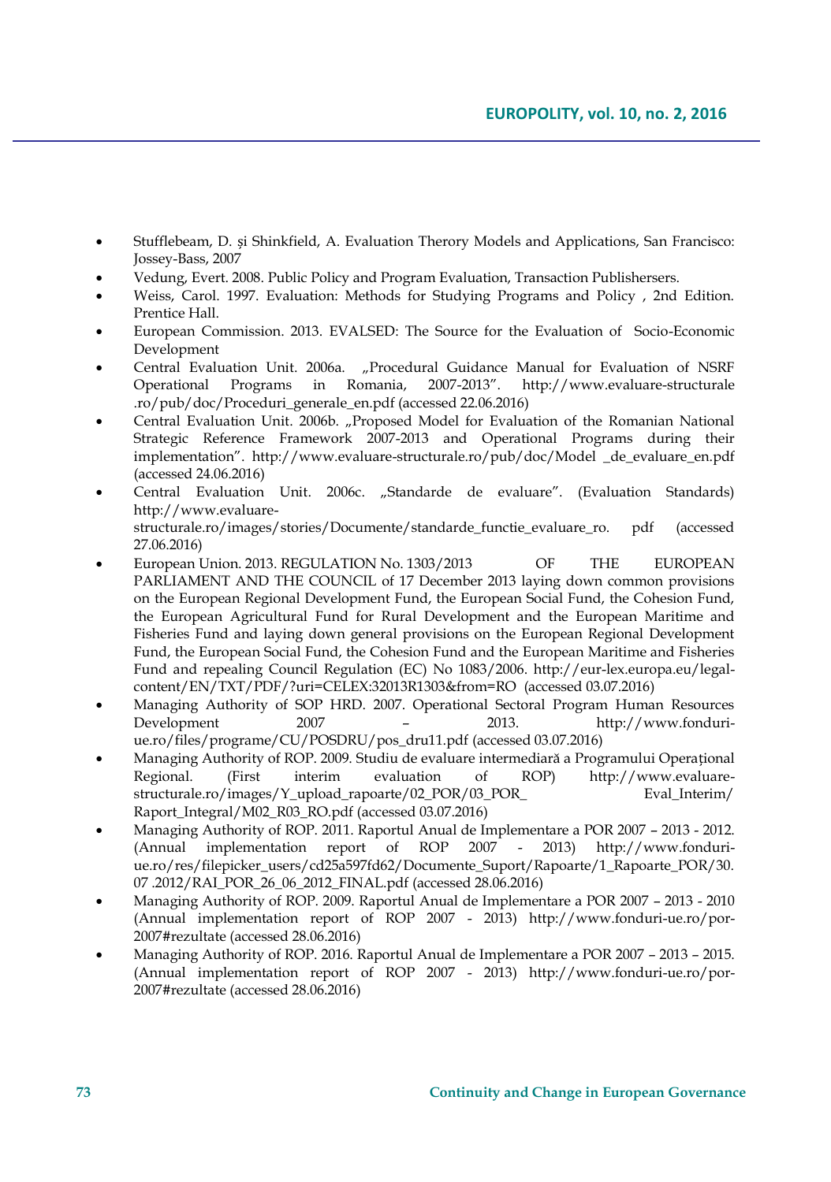- Stufflebeam, D. şi Shinkfield, A. Evaluation Therory Models and Applications, San Francisco: Jossey-Bass, 2007
- Vedung, Evert. 2008. Public Policy and Program Evaluation, Transaction Publishersers.
- Weiss, Carol. 1997. Evaluation: Methods for Studying Programs and Policy , 2nd Edition. Prentice Hall.
- European Commission. 2013. EVALSED: The Source for the Evaluation of Socio-Economic Development
- Central Evaluation Unit. 2006a. „Procedural Guidance Manual for Evaluation of NSRF Operational Programs in Romania, 2007-2013". http://www.evaluare-structurale .ro/pub/doc/Proceduri_generale_en.pdf (accessed 22.06.2016)
- Central Evaluation Unit. 2006b. „Proposed Model for Evaluation of the Romanian National Strategic Reference Framework 2007-2013 and Operational Programs during their implementation". http://www.evaluare-structurale.ro/pub/doc/Model _de_evaluare_en.pdf (accessed 24.06.2016)
- Central Evaluation Unit. 2006c. „Standarde de evaluare". (Evaluation Standards) http://www.evaluare-structurale.ro/images/stories/Documente/standarde_functie_evaluare_ro. pdf (accessed 27.06.2016)
- European Union. 2013. REGULATION No. 1303/2013 OF THE EUROPEAN PARLIAMENT AND THE COUNCIL of 17 December 2013 laying down common provisions on the European Regional Development Fund, the European Social Fund, the Cohesion Fund, the European Agricultural Fund for Rural Development and the European Maritime and Fisheries Fund and laying down general provisions on the European Regional Development Fund, the European Social Fund, the Cohesion Fund and the European Maritime and Fisheries Fund and repealing Council Regulation (EC) No 1083/2006. http://eur-lex.europa.eu/legal-content/EN/TXT/PDF/?uri=CELEX:32013R1303&from=RO (accessed 03.07.2016)
- Managing Authority of SOP HRD. 2007. Operational Sectoral Program Human Resources Development 2007 – 2013. http://www.fonduri-ue.ro/files/programe/CU/POSDRU/pos_dru11.pdf (accessed 03.07.2016)
- Managing Authority of ROP. 2009. Studiu de evaluare intermediară a Programului Operațional Regional. (First interim evaluation of ROP) http://www.evaluare-structurale.ro/images/Y_upload_rapoarte/02_POR/03_POR_ Eval_Interim/ Raport_Integral/M02_R03_RO.pdf (accessed 03.07.2016)
- Managing Authority of ROP. 2011. Raportul Anual de Implementare a POR 2007 – 2013 - 2012. (Annual implementation report of ROP 2007 - 2013) http://www.fonduri-ue.ro/res/filepicker_users/cd25a597fd62/Documente_Suport/Rapoarte/1_Rapoarte_POR/30. 07 .2012/RAI_POR_26_06_2012_FINAL.pdf (accessed 28.06.2016)
- Managing Authority of ROP. 2009. Raportul Anual de Implementare a POR 2007 – 2013 - 2010 (Annual implementation report of ROP 2007 - 2013) http://www.fonduri-ue.ro/por-2007#rezultate (accessed 28.06.2016)
- Managing Authority of ROP. 2016. Raportul Anual de Implementare a POR 2007 – 2013 – 2015. (Annual implementation report of ROP 2007 - 2013) http://www.fonduri-ue.ro/por-2007#rezultate (accessed 28.06.2016)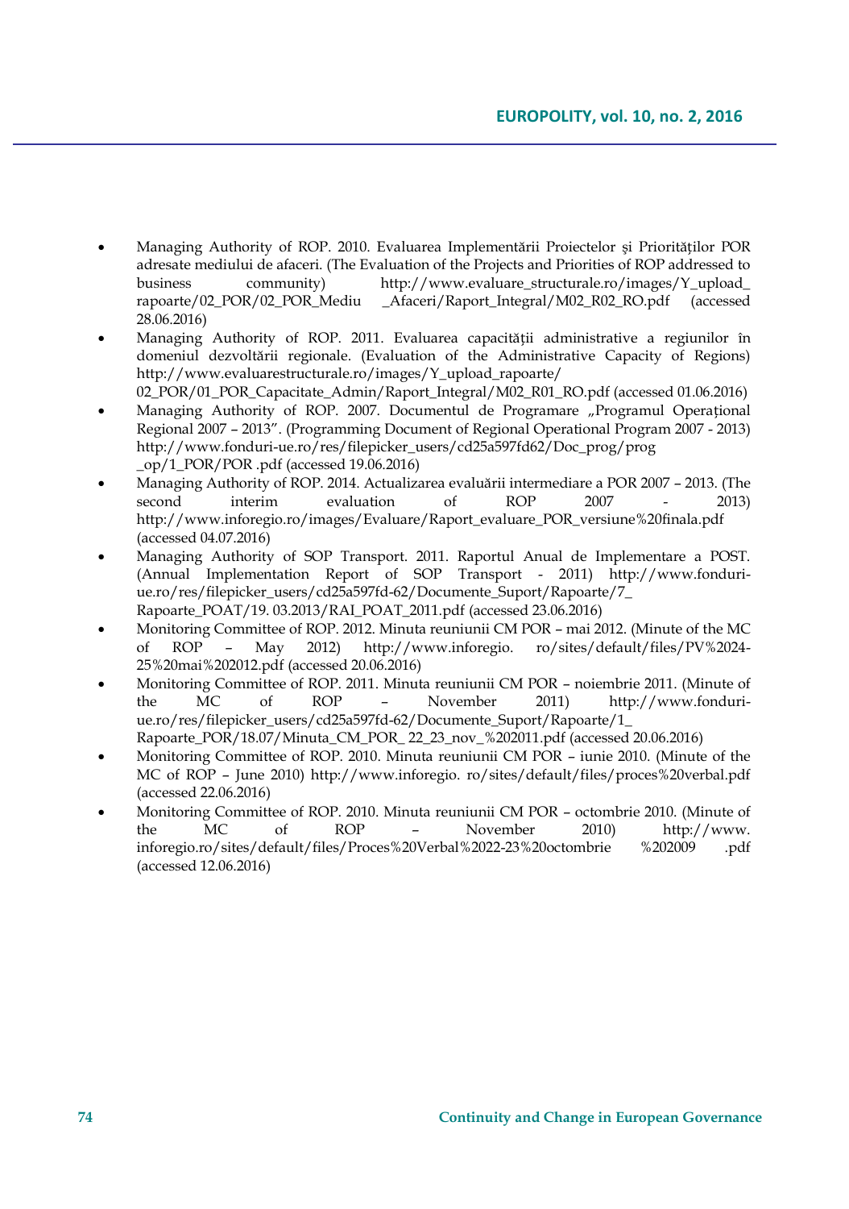- Managing Authority of ROP. 2010. Evaluarea Implementării Proiectelor şi Priorităților POR adresate mediului de afaceri. (The Evaluation of the Projects and Priorities of ROP addressed to business community) http://www.evaluare_structurale.ro/images/Y_upload_ rapoarte/02_POR/02_POR_Mediu _Afaceri/Raport_Integral/M02_R02_RO.pdf (accessed 28.06.2016)
- Managing Authority of ROP. 2011. Evaluarea capacității administrative a regiunilor în domeniul dezvoltării regionale. (Evaluation of the Administrative Capacity of Regions) http://www.evaluarestructurale.ro/images/Y_upload_rapoarte/ 02_POR/01_POR_Capacitate_Admin/Raport_Integral/M02_R01_RO.pdf (accessed 01.06.2016)
- Managing Authority of ROP. 2007. Documentul de Programare „Programul Operațional Regional 2007 – 2013". (Programming Document of Regional Operational Program 2007 - 2013) http://www.fonduri-ue.ro/res/filepicker_users/cd25a597fd62/Doc_prog/prog _op/1_POR/POR .pdf (accessed 19.06.2016)
- Managing Authority of ROP. 2014. Actualizarea evaluării intermediare a POR 2007 – 2013. (The second interim evaluation of ROP 2007 - 2013) http://www.inforegio.ro/images/Evaluare/Raport_evaluare_POR_versiune%20finala.pdf (accessed 04.07.2016)
- Managing Authority of SOP Transport. 2011. Raportul Anual de Implementare a POST. (Annual Implementation Report of SOP Transport - 2011) http://www.fonduri-ue.ro/res/filepicker_users/cd25a597fd-62/Documente_Suport/Rapoarte/7_ Rapoarte_POAT/19. 03.2013/RAI_POAT_2011.pdf (accessed 23.06.2016)
- Monitoring Committee of ROP. 2012. Minuta reuniunii CM POR – mai 2012. (Minute of the MC of ROP – May 2012) http://www.inforegio. ro/sites/default/files/PV%2024-25%20mai%202012.pdf (accessed 20.06.2016)
- Monitoring Committee of ROP. 2011. Minuta reuniunii CM POR – noiembrie 2011. (Minute of the MC of ROP – November 2011) http://www.fonduri-ue.ro/res/filepicker_users/cd25a597fd-62/Documente_Suport/Rapoarte/1_ Rapoarte_POR/18.07/Minuta_CM_POR_ 22_23_nov_%202011.pdf (accessed 20.06.2016)
- Monitoring Committee of ROP. 2010. Minuta reuniunii CM POR – iunie 2010. (Minute of the MC of ROP – June 2010) http://www.inforegio. ro/sites/default/files/proces%20verbal.pdf (accessed 22.06.2016)
- Monitoring Committee of ROP. 2010. Minuta reuniunii CM POR – octombrie 2010. (Minute of the MC of ROP – November 2010) http://www. inforegio.ro/sites/default/files/Proces%20Verbal%2022-23%20octombrie %202009 .pdf (accessed 12.06.2016)